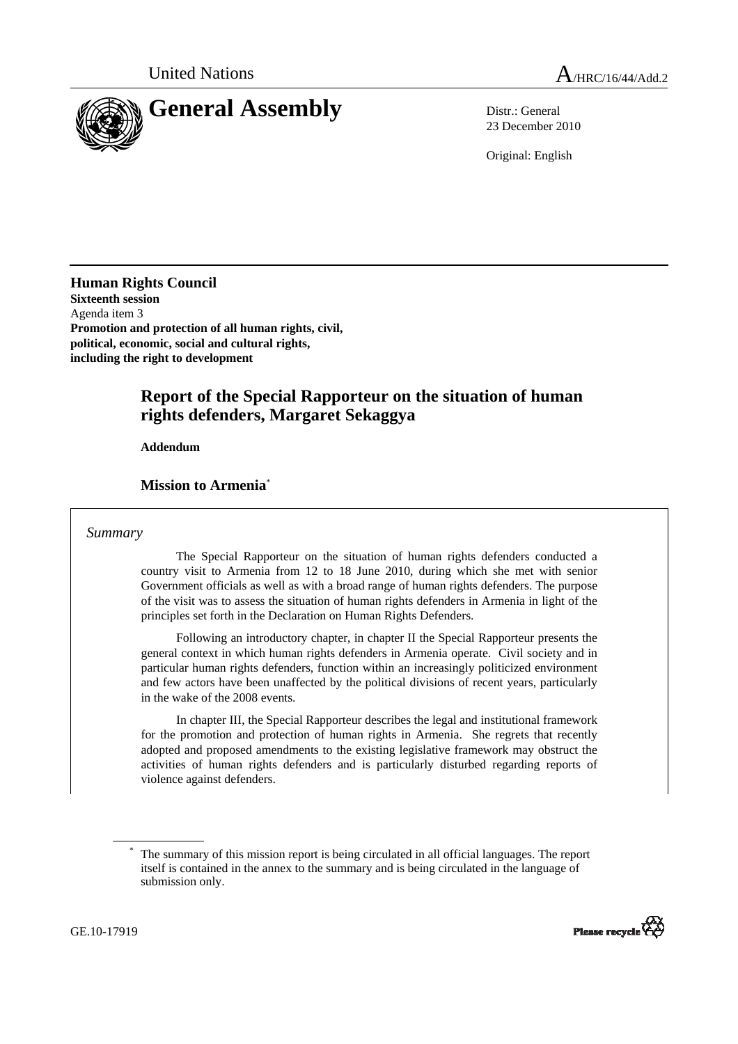United Nations

A/HRC/16/44/Add.2

# General Assembly

Distr.: General
23 December 2010

Original: English

**Human Rights Council**
**Sixteenth session**
Agenda item 3
**Promotion and protection of all human rights, civil, political, economic, social and cultural rights, including the right to development**

## Report of the Special Rapporteur on the situation of human rights defenders, Margaret Sekaggya

**Addendum**

### Mission to Armenia*

*Summary*

The Special Rapporteur on the situation of human rights defenders conducted a country visit to Armenia from 12 to 18 June 2010, during which she met with senior Government officials as well as with a broad range of human rights defenders. The purpose of the visit was to assess the situation of human rights defenders in Armenia in light of the principles set forth in the Declaration on Human Rights Defenders.

Following an introductory chapter, in chapter II the Special Rapporteur presents the general context in which human rights defenders in Armenia operate. Civil society and in particular human rights defenders, function within an increasingly politicized environment and few actors have been unaffected by the political divisions of recent years, particularly in the wake of the 2008 events.

In chapter III, the Special Rapporteur describes the legal and institutional framework for the promotion and protection of human rights in Armenia. She regrets that recently adopted and proposed amendments to the existing legislative framework may obstruct the activities of human rights defenders and is particularly disturbed regarding reports of violence against defenders.

\* The summary of this mission report is being circulated in all official languages. The report itself is contained in the annex to the summary and is being circulated in the language of submission only.

GE.10-17919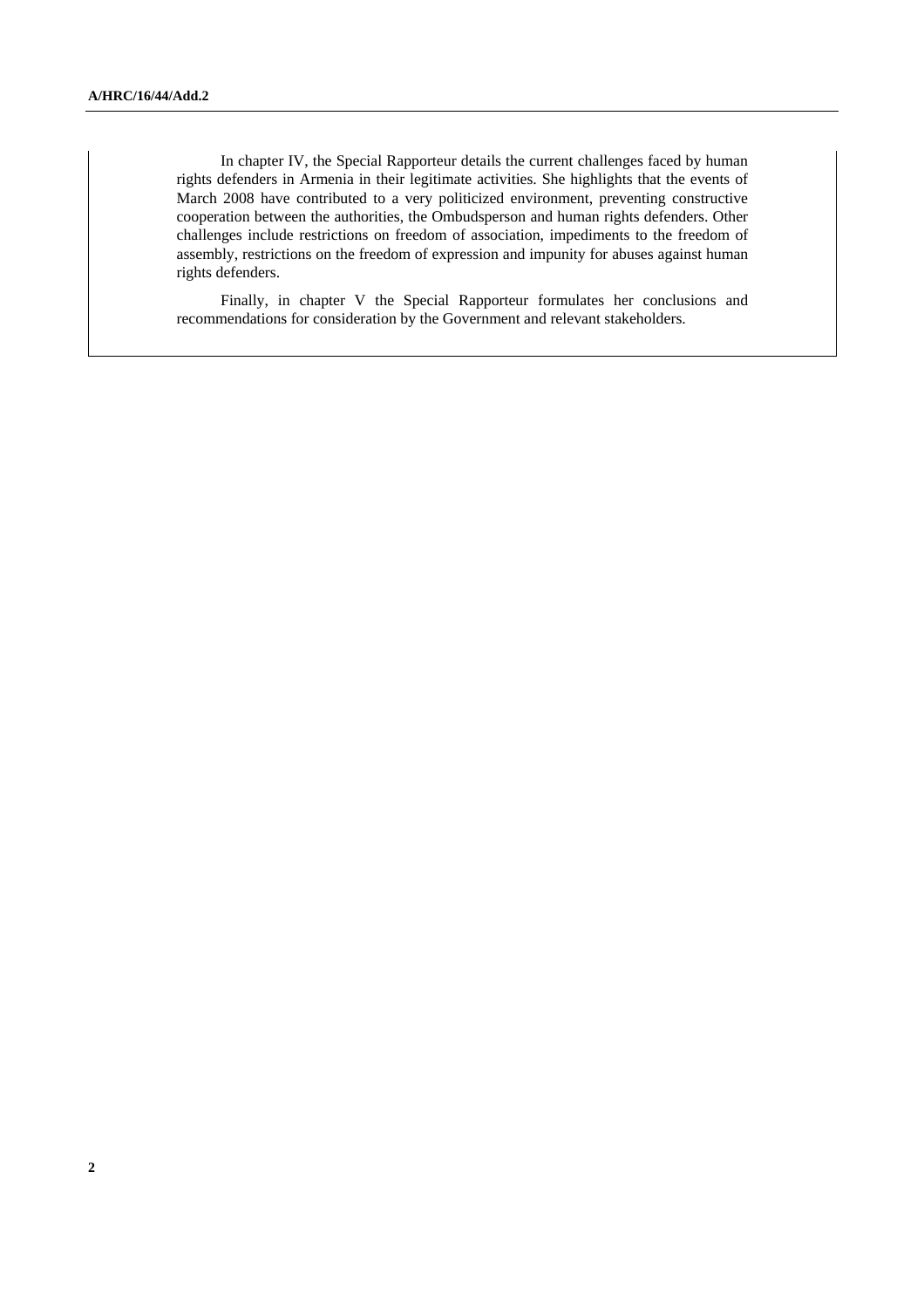In chapter IV, the Special Rapporteur details the current challenges faced by human rights defenders in Armenia in their legitimate activities. She highlights that the events of March 2008 have contributed to a very politicized environment, preventing constructive cooperation between the authorities, the Ombudsperson and human rights defenders. Other challenges include restrictions on freedom of association, impediments to the freedom of assembly, restrictions on the freedom of expression and impunity for abuses against human rights defenders.

Finally, in chapter V the Special Rapporteur formulates her conclusions and recommendations for consideration by the Government and relevant stakeholders.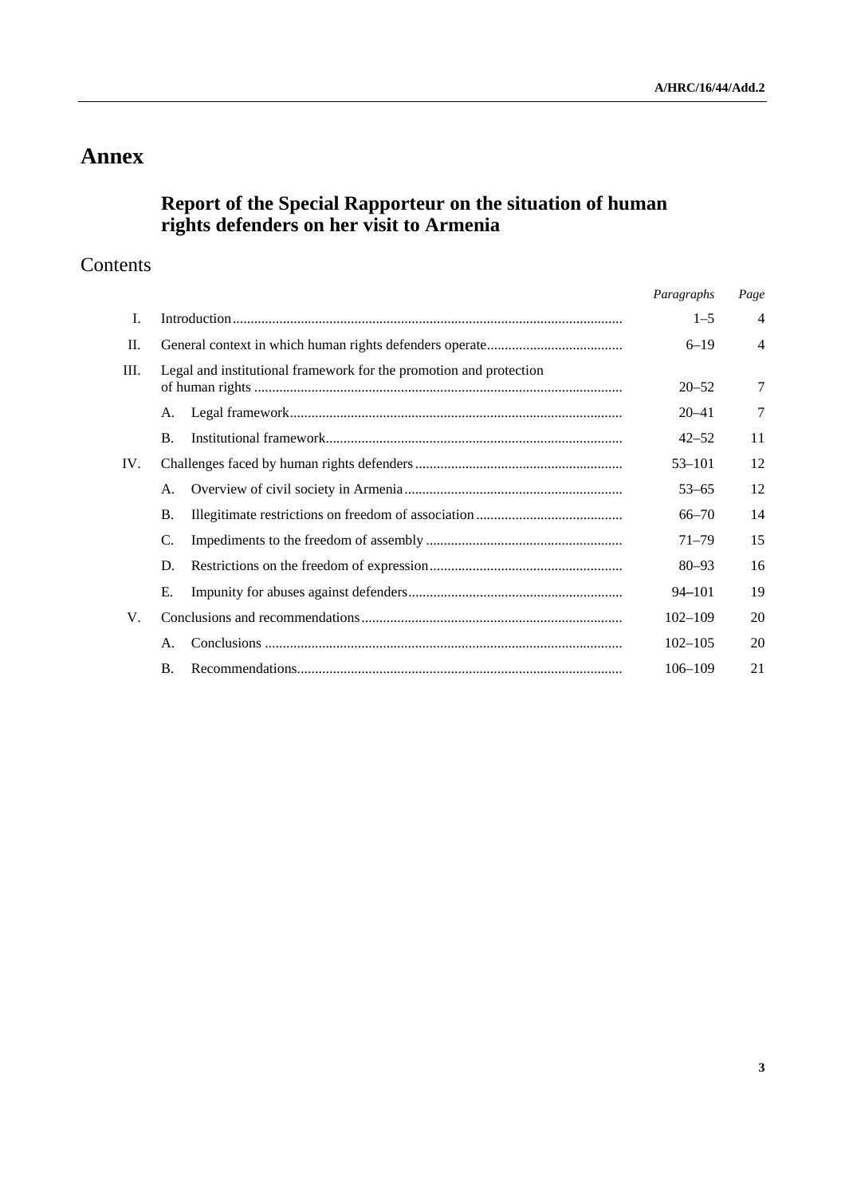# Annex

## Report of the Special Rapporteur on the situation of human rights defenders on her visit to Armenia

### Contents

| | | | *Paragraphs* | *Page* |
|---|---|---|---|---|
| I. | Introduction | | 1–5 | 4 |
| II. | General context in which human rights defenders operate | | 6–19 | 4 |
| III. | Legal and institutional framework for the promotion and protection of human rights | | 20–52 | 7 |
| | A. | Legal framework | 20–41 | 7 |
| | B. | Institutional framework | 42–52 | 11 |
| IV. | Challenges faced by human rights defenders | | 53–101 | 12 |
| | A. | Overview of civil society in Armenia | 53–65 | 12 |
| | B. | Illegitimate restrictions on freedom of association | 66–70 | 14 |
| | C. | Impediments to the freedom of assembly | 71–79 | 15 |
| | D. | Restrictions on the freedom of expression | 80–93 | 16 |
| | E. | Impunity for abuses against defenders | 94–101 | 19 |
| V. | Conclusions and recommendations | | 102–109 | 20 |
| | A. | Conclusions | 102–105 | 20 |
| | B. | Recommendations | 106–109 | 21 |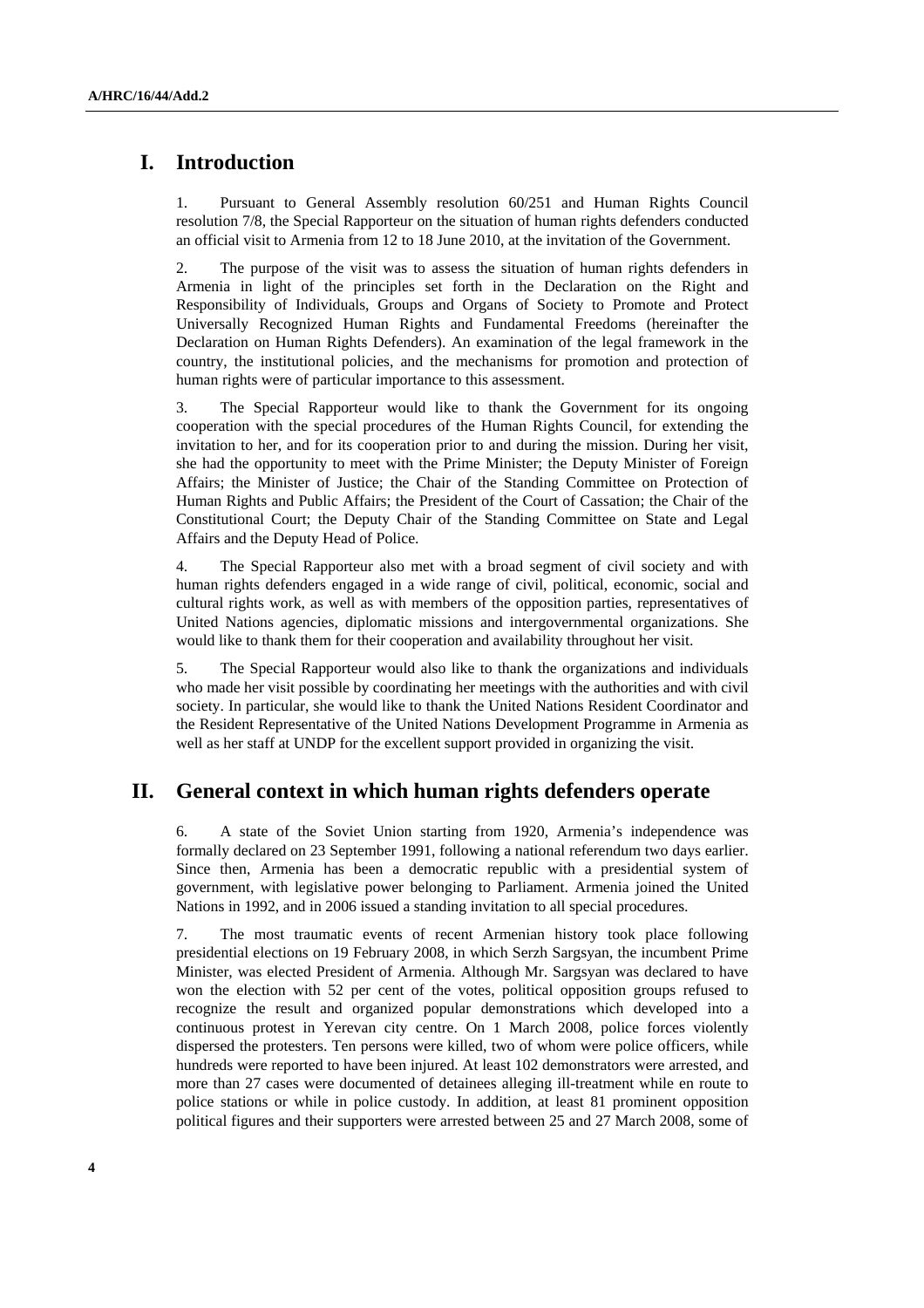# I. Introduction

1. Pursuant to General Assembly resolution 60/251 and Human Rights Council resolution 7/8, the Special Rapporteur on the situation of human rights defenders conducted an official visit to Armenia from 12 to 18 June 2010, at the invitation of the Government.

2. The purpose of the visit was to assess the situation of human rights defenders in Armenia in light of the principles set forth in the Declaration on the Right and Responsibility of Individuals, Groups and Organs of Society to Promote and Protect Universally Recognized Human Rights and Fundamental Freedoms (hereinafter the Declaration on Human Rights Defenders). An examination of the legal framework in the country, the institutional policies, and the mechanisms for promotion and protection of human rights were of particular importance to this assessment.

3. The Special Rapporteur would like to thank the Government for its ongoing cooperation with the special procedures of the Human Rights Council, for extending the invitation to her, and for its cooperation prior to and during the mission. During her visit, she had the opportunity to meet with the Prime Minister; the Deputy Minister of Foreign Affairs; the Minister of Justice; the Chair of the Standing Committee on Protection of Human Rights and Public Affairs; the President of the Court of Cassation; the Chair of the Constitutional Court; the Deputy Chair of the Standing Committee on State and Legal Affairs and the Deputy Head of Police.

4. The Special Rapporteur also met with a broad segment of civil society and with human rights defenders engaged in a wide range of civil, political, economic, social and cultural rights work, as well as with members of the opposition parties, representatives of United Nations agencies, diplomatic missions and intergovernmental organizations. She would like to thank them for their cooperation and availability throughout her visit.

5. The Special Rapporteur would also like to thank the organizations and individuals who made her visit possible by coordinating her meetings with the authorities and with civil society. In particular, she would like to thank the United Nations Resident Coordinator and the Resident Representative of the United Nations Development Programme in Armenia as well as her staff at UNDP for the excellent support provided in organizing the visit.

# II. General context in which human rights defenders operate

6. A state of the Soviet Union starting from 1920, Armenia's independence was formally declared on 23 September 1991, following a national referendum two days earlier. Since then, Armenia has been a democratic republic with a presidential system of government, with legislative power belonging to Parliament. Armenia joined the United Nations in 1992, and in 2006 issued a standing invitation to all special procedures.

7. The most traumatic events of recent Armenian history took place following presidential elections on 19 February 2008, in which Serzh Sargsyan, the incumbent Prime Minister, was elected President of Armenia. Although Mr. Sargsyan was declared to have won the election with 52 per cent of the votes, political opposition groups refused to recognize the result and organized popular demonstrations which developed into a continuous protest in Yerevan city centre. On 1 March 2008, police forces violently dispersed the protesters. Ten persons were killed, two of whom were police officers, while hundreds were reported to have been injured. At least 102 demonstrators were arrested, and more than 27 cases were documented of detainees alleging ill-treatment while en route to police stations or while in police custody. In addition, at least 81 prominent opposition political figures and their supporters were arrested between 25 and 27 March 2008, some of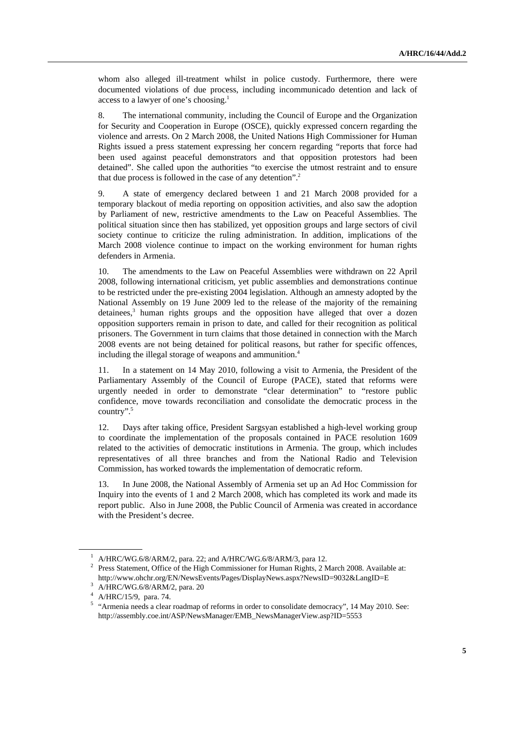whom also alleged ill-treatment whilst in police custody. Furthermore, there were documented violations of due process, including incommunicado detention and lack of access to a lawyer of one's choosing.[1]

8. The international community, including the Council of Europe and the Organization for Security and Cooperation in Europe (OSCE), quickly expressed concern regarding the violence and arrests. On 2 March 2008, the United Nations High Commissioner for Human Rights issued a press statement expressing her concern regarding "reports that force had been used against peaceful demonstrators and that opposition protestors had been detained". She called upon the authorities "to exercise the utmost restraint and to ensure that due process is followed in the case of any detention".[2]

9. A state of emergency declared between 1 and 21 March 2008 provided for a temporary blackout of media reporting on opposition activities, and also saw the adoption by Parliament of new, restrictive amendments to the Law on Peaceful Assemblies. The political situation since then has stabilized, yet opposition groups and large sectors of civil society continue to criticize the ruling administration. In addition, implications of the March 2008 violence continue to impact on the working environment for human rights defenders in Armenia.

10. The amendments to the Law on Peaceful Assemblies were withdrawn on 22 April 2008, following international criticism, yet public assemblies and demonstrations continue to be restricted under the pre-existing 2004 legislation. Although an amnesty adopted by the National Assembly on 19 June 2009 led to the release of the majority of the remaining detainees,[3] human rights groups and the opposition have alleged that over a dozen opposition supporters remain in prison to date, and called for their recognition as political prisoners. The Government in turn claims that those detained in connection with the March 2008 events are not being detained for political reasons, but rather for specific offences, including the illegal storage of weapons and ammunition.[4]

11. In a statement on 14 May 2010, following a visit to Armenia, the President of the Parliamentary Assembly of the Council of Europe (PACE), stated that reforms were urgently needed in order to demonstrate "clear determination" to "restore public confidence, move towards reconciliation and consolidate the democratic process in the country".[5]

12. Days after taking office, President Sargsyan established a high-level working group to coordinate the implementation of the proposals contained in PACE resolution 1609 related to the activities of democratic institutions in Armenia. The group, which includes representatives of all three branches and from the National Radio and Television Commission, has worked towards the implementation of democratic reform.

13. In June 2008, the National Assembly of Armenia set up an Ad Hoc Commission for Inquiry into the events of 1 and 2 March 2008, which has completed its work and made its report public. Also in June 2008, the Public Council of Armenia was created in accordance with the President's decree.

---

[1] A/HRC/WG.6/8/ARM/2, para. 22; and A/HRC/WG.6/8/ARM/3, para 12.

[2] Press Statement, Office of the High Commissioner for Human Rights, 2 March 2008. Available at: http://www.ohchr.org/EN/NewsEvents/Pages/DisplayNews.aspx?NewsID=9032&LangID=E

[3] A/HRC/WG.6/8/ARM/2, para. 20

[4] A/HRC/15/9, para. 74.

[5] "Armenia needs a clear roadmap of reforms in order to consolidate democracy", 14 May 2010. See: http://assembly.coe.int/ASP/NewsManager/EMB_NewsManagerView.asp?ID=5553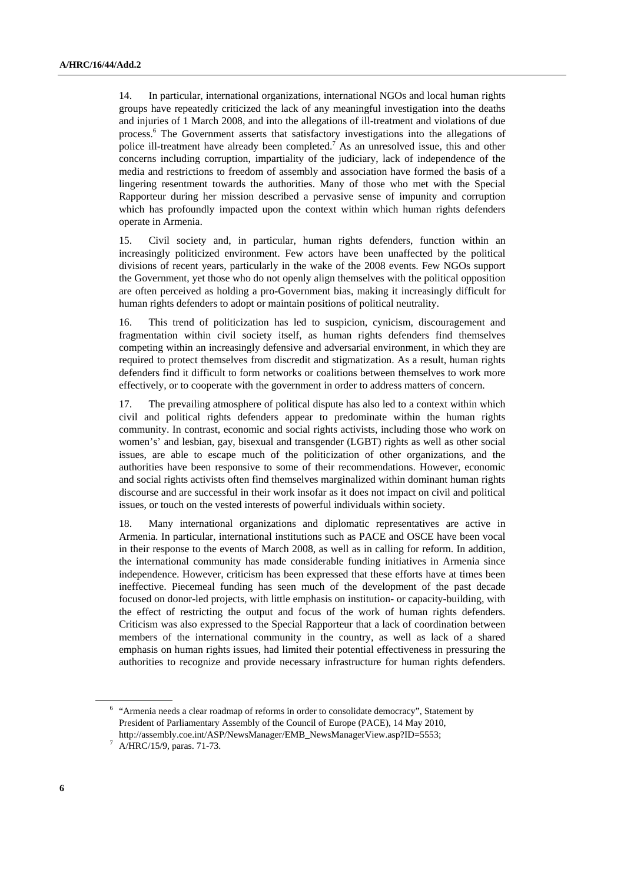14. In particular, international organizations, international NGOs and local human rights groups have repeatedly criticized the lack of any meaningful investigation into the deaths and injuries of 1 March 2008, and into the allegations of ill-treatment and violations of due process.[6] The Government asserts that satisfactory investigations into the allegations of police ill-treatment have already been completed.[7] As an unresolved issue, this and other concerns including corruption, impartiality of the judiciary, lack of independence of the media and restrictions to freedom of assembly and association have formed the basis of a lingering resentment towards the authorities. Many of those who met with the Special Rapporteur during her mission described a pervasive sense of impunity and corruption which has profoundly impacted upon the context within which human rights defenders operate in Armenia.

15. Civil society and, in particular, human rights defenders, function within an increasingly politicized environment. Few actors have been unaffected by the political divisions of recent years, particularly in the wake of the 2008 events. Few NGOs support the Government, yet those who do not openly align themselves with the political opposition are often perceived as holding a pro-Government bias, making it increasingly difficult for human rights defenders to adopt or maintain positions of political neutrality.

16. This trend of politicization has led to suspicion, cynicism, discouragement and fragmentation within civil society itself, as human rights defenders find themselves competing within an increasingly defensive and adversarial environment, in which they are required to protect themselves from discredit and stigmatization. As a result, human rights defenders find it difficult to form networks or coalitions between themselves to work more effectively, or to cooperate with the government in order to address matters of concern.

17. The prevailing atmosphere of political dispute has also led to a context within which civil and political rights defenders appear to predominate within the human rights community. In contrast, economic and social rights activists, including those who work on women's' and lesbian, gay, bisexual and transgender (LGBT) rights as well as other social issues, are able to escape much of the politicization of other organizations, and the authorities have been responsive to some of their recommendations. However, economic and social rights activists often find themselves marginalized within dominant human rights discourse and are successful in their work insofar as it does not impact on civil and political issues, or touch on the vested interests of powerful individuals within society.

18. Many international organizations and diplomatic representatives are active in Armenia. In particular, international institutions such as PACE and OSCE have been vocal in their response to the events of March 2008, as well as in calling for reform. In addition, the international community has made considerable funding initiatives in Armenia since independence. However, criticism has been expressed that these efforts have at times been ineffective. Piecemeal funding has seen much of the development of the past decade focused on donor-led projects, with little emphasis on institution- or capacity-building, with the effect of restricting the output and focus of the work of human rights defenders. Criticism was also expressed to the Special Rapporteur that a lack of coordination between members of the international community in the country, as well as lack of a shared emphasis on human rights issues, had limited their potential effectiveness in pressuring the authorities to recognize and provide necessary infrastructure for human rights defenders.

---

[6] "Armenia needs a clear roadmap of reforms in order to consolidate democracy", Statement by President of Parliamentary Assembly of the Council of Europe (PACE), 14 May 2010, http://assembly.coe.int/ASP/NewsManager/EMB_NewsManagerView.asp?ID=5553;

[7] A/HRC/15/9, paras. 71-73.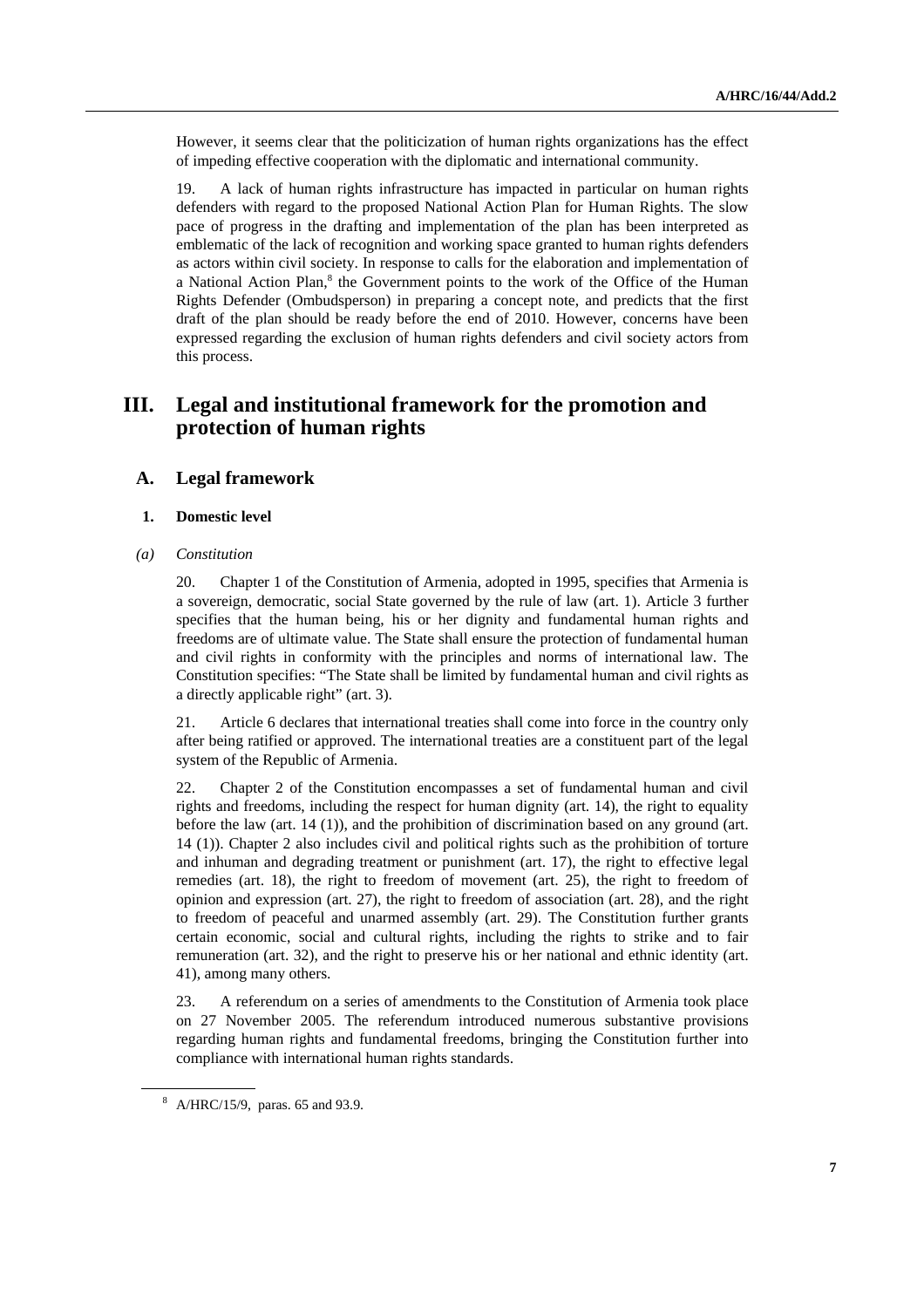However, it seems clear that the politicization of human rights organizations has the effect of impeding effective cooperation with the diplomatic and international community.

19. A lack of human rights infrastructure has impacted in particular on human rights defenders with regard to the proposed National Action Plan for Human Rights. The slow pace of progress in the drafting and implementation of the plan has been interpreted as emblematic of the lack of recognition and working space granted to human rights defenders as actors within civil society. In response to calls for the elaboration and implementation of a National Action Plan,[8] the Government points to the work of the Office of the Human Rights Defender (Ombudsperson) in preparing a concept note, and predicts that the first draft of the plan should be ready before the end of 2010. However, concerns have been expressed regarding the exclusion of human rights defenders and civil society actors from this process.

# III. Legal and institutional framework for the promotion and protection of human rights

## A. Legal framework

### 1. Domestic level

#### *(a) Constitution*

20. Chapter 1 of the Constitution of Armenia, adopted in 1995, specifies that Armenia is a sovereign, democratic, social State governed by the rule of law (art. 1). Article 3 further specifies that the human being, his or her dignity and fundamental human rights and freedoms are of ultimate value. The State shall ensure the protection of fundamental human and civil rights in conformity with the principles and norms of international law. The Constitution specifies: "The State shall be limited by fundamental human and civil rights as a directly applicable right" (art. 3).

21. Article 6 declares that international treaties shall come into force in the country only after being ratified or approved. The international treaties are a constituent part of the legal system of the Republic of Armenia.

22. Chapter 2 of the Constitution encompasses a set of fundamental human and civil rights and freedoms, including the respect for human dignity (art. 14), the right to equality before the law (art. 14 (1)), and the prohibition of discrimination based on any ground (art. 14 (1)). Chapter 2 also includes civil and political rights such as the prohibition of torture and inhuman and degrading treatment or punishment (art. 17), the right to effective legal remedies (art. 18), the right to freedom of movement (art. 25), the right to freedom of opinion and expression (art. 27), the right to freedom of association (art. 28), and the right to freedom of peaceful and unarmed assembly (art. 29). The Constitution further grants certain economic, social and cultural rights, including the rights to strike and to fair remuneration (art. 32), and the right to preserve his or her national and ethnic identity (art. 41), among many others.

23. A referendum on a series of amendments to the Constitution of Armenia took place on 27 November 2005. The referendum introduced numerous substantive provisions regarding human rights and fundamental freedoms, bringing the Constitution further into compliance with international human rights standards.

[8] A/HRC/15/9, paras. 65 and 93.9.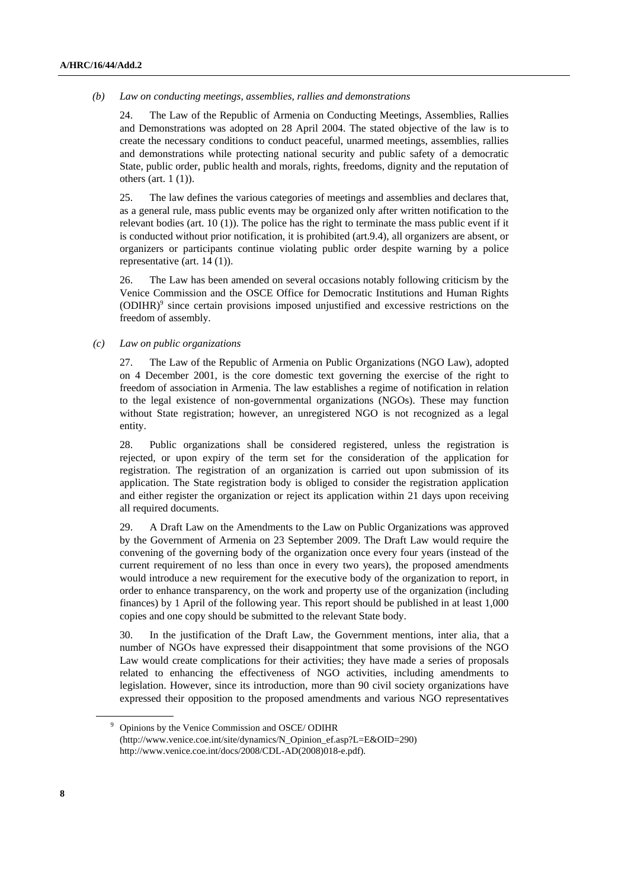*(b) Law on conducting meetings, assemblies, rallies and demonstrations*

24. The Law of the Republic of Armenia on Conducting Meetings, Assemblies, Rallies and Demonstrations was adopted on 28 April 2004. The stated objective of the law is to create the necessary conditions to conduct peaceful, unarmed meetings, assemblies, rallies and demonstrations while protecting national security and public safety of a democratic State, public order, public health and morals, rights, freedoms, dignity and the reputation of others (art. 1 (1)).

25. The law defines the various categories of meetings and assemblies and declares that, as a general rule, mass public events may be organized only after written notification to the relevant bodies (art. 10 (1)). The police has the right to terminate the mass public event if it is conducted without prior notification, it is prohibited (art.9.4), all organizers are absent, or organizers or participants continue violating public order despite warning by a police representative (art. 14 (1)).

26. The Law has been amended on several occasions notably following criticism by the Venice Commission and the OSCE Office for Democratic Institutions and Human Rights (ODIHR)[9] since certain provisions imposed unjustified and excessive restrictions on the freedom of assembly.

*(c) Law on public organizations*

27. The Law of the Republic of Armenia on Public Organizations (NGO Law), adopted on 4 December 2001, is the core domestic text governing the exercise of the right to freedom of association in Armenia. The law establishes a regime of notification in relation to the legal existence of non-governmental organizations (NGOs). These may function without State registration; however, an unregistered NGO is not recognized as a legal entity.

28. Public organizations shall be considered registered, unless the registration is rejected, or upon expiry of the term set for the consideration of the application for registration. The registration of an organization is carried out upon submission of its application. The State registration body is obliged to consider the registration application and either register the organization or reject its application within 21 days upon receiving all required documents.

29. A Draft Law on the Amendments to the Law on Public Organizations was approved by the Government of Armenia on 23 September 2009. The Draft Law would require the convening of the governing body of the organization once every four years (instead of the current requirement of no less than once in every two years), the proposed amendments would introduce a new requirement for the executive body of the organization to report, in order to enhance transparency, on the work and property use of the organization (including finances) by 1 April of the following year. This report should be published in at least 1,000 copies and one copy should be submitted to the relevant State body.

30. In the justification of the Draft Law, the Government mentions, inter alia, that a number of NGOs have expressed their disappointment that some provisions of the NGO Law would create complications for their activities; they have made a series of proposals related to enhancing the effectiveness of NGO activities, including amendments to legislation. However, since its introduction, more than 90 civil society organizations have expressed their opposition to the proposed amendments and various NGO representatives

[9] Opinions by the Venice Commission and OSCE/ ODIHR (http://www.venice.coe.int/site/dynamics/N_Opinion_ef.asp?L=E&OID=290) http://www.venice.coe.int/docs/2008/CDL-AD(2008)018-e.pdf).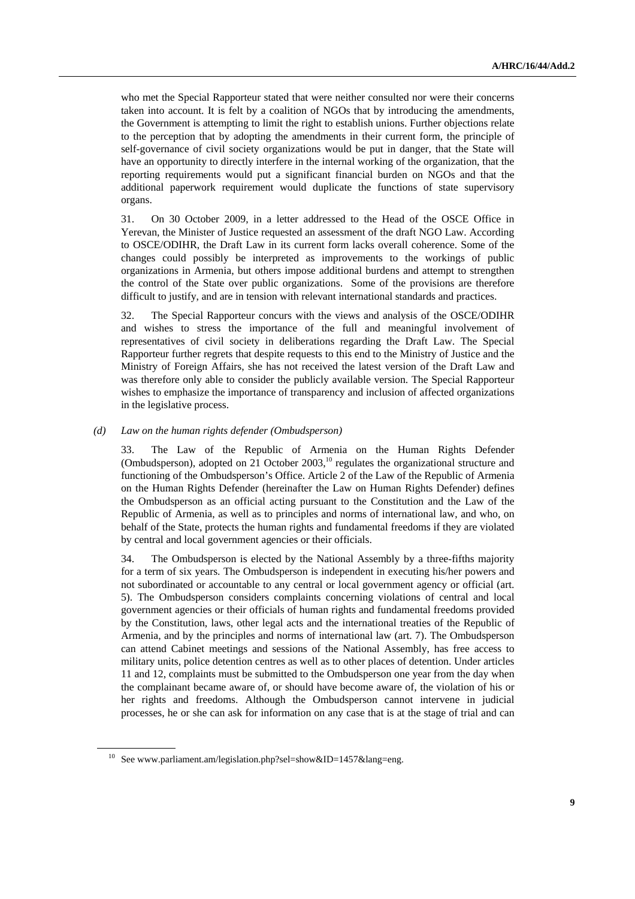who met the Special Rapporteur stated that were neither consulted nor were their concerns taken into account. It is felt by a coalition of NGOs that by introducing the amendments, the Government is attempting to limit the right to establish unions. Further objections relate to the perception that by adopting the amendments in their current form, the principle of self-governance of civil society organizations would be put in danger, that the State will have an opportunity to directly interfere in the internal working of the organization, that the reporting requirements would put a significant financial burden on NGOs and that the additional paperwork requirement would duplicate the functions of state supervisory organs.

31. On 30 October 2009, in a letter addressed to the Head of the OSCE Office in Yerevan, the Minister of Justice requested an assessment of the draft NGO Law. According to OSCE/ODIHR, the Draft Law in its current form lacks overall coherence. Some of the changes could possibly be interpreted as improvements to the workings of public organizations in Armenia, but others impose additional burdens and attempt to strengthen the control of the State over public organizations. Some of the provisions are therefore difficult to justify, and are in tension with relevant international standards and practices.

32. The Special Rapporteur concurs with the views and analysis of the OSCE/ODIHR and wishes to stress the importance of the full and meaningful involvement of representatives of civil society in deliberations regarding the Draft Law. The Special Rapporteur further regrets that despite requests to this end to the Ministry of Justice and the Ministry of Foreign Affairs, she has not received the latest version of the Draft Law and was therefore only able to consider the publicly available version. The Special Rapporteur wishes to emphasize the importance of transparency and inclusion of affected organizations in the legislative process.

### *(d) Law on the human rights defender (Ombudsperson)*

33. The Law of the Republic of Armenia on the Human Rights Defender (Ombudsperson), adopted on 21 October 2003,[10] regulates the organizational structure and functioning of the Ombudsperson's Office. Article 2 of the Law of the Republic of Armenia on the Human Rights Defender (hereinafter the Law on Human Rights Defender) defines the Ombudsperson as an official acting pursuant to the Constitution and the Law of the Republic of Armenia, as well as to principles and norms of international law, and who, on behalf of the State, protects the human rights and fundamental freedoms if they are violated by central and local government agencies or their officials.

34. The Ombudsperson is elected by the National Assembly by a three-fifths majority for a term of six years. The Ombudsperson is independent in executing his/her powers and not subordinated or accountable to any central or local government agency or official (art. 5). The Ombudsperson considers complaints concerning violations of central and local government agencies or their officials of human rights and fundamental freedoms provided by the Constitution, laws, other legal acts and the international treaties of the Republic of Armenia, and by the principles and norms of international law (art. 7). The Ombudsperson can attend Cabinet meetings and sessions of the National Assembly, has free access to military units, police detention centres as well as to other places of detention. Under articles 11 and 12, complaints must be submitted to the Ombudsperson one year from the day when the complainant became aware of, or should have become aware of, the violation of his or her rights and freedoms. Although the Ombudsperson cannot intervene in judicial processes, he or she can ask for information on any case that is at the stage of trial and can

---

[10] See www.parliament.am/legislation.php?sel=show&ID=1457&lang=eng.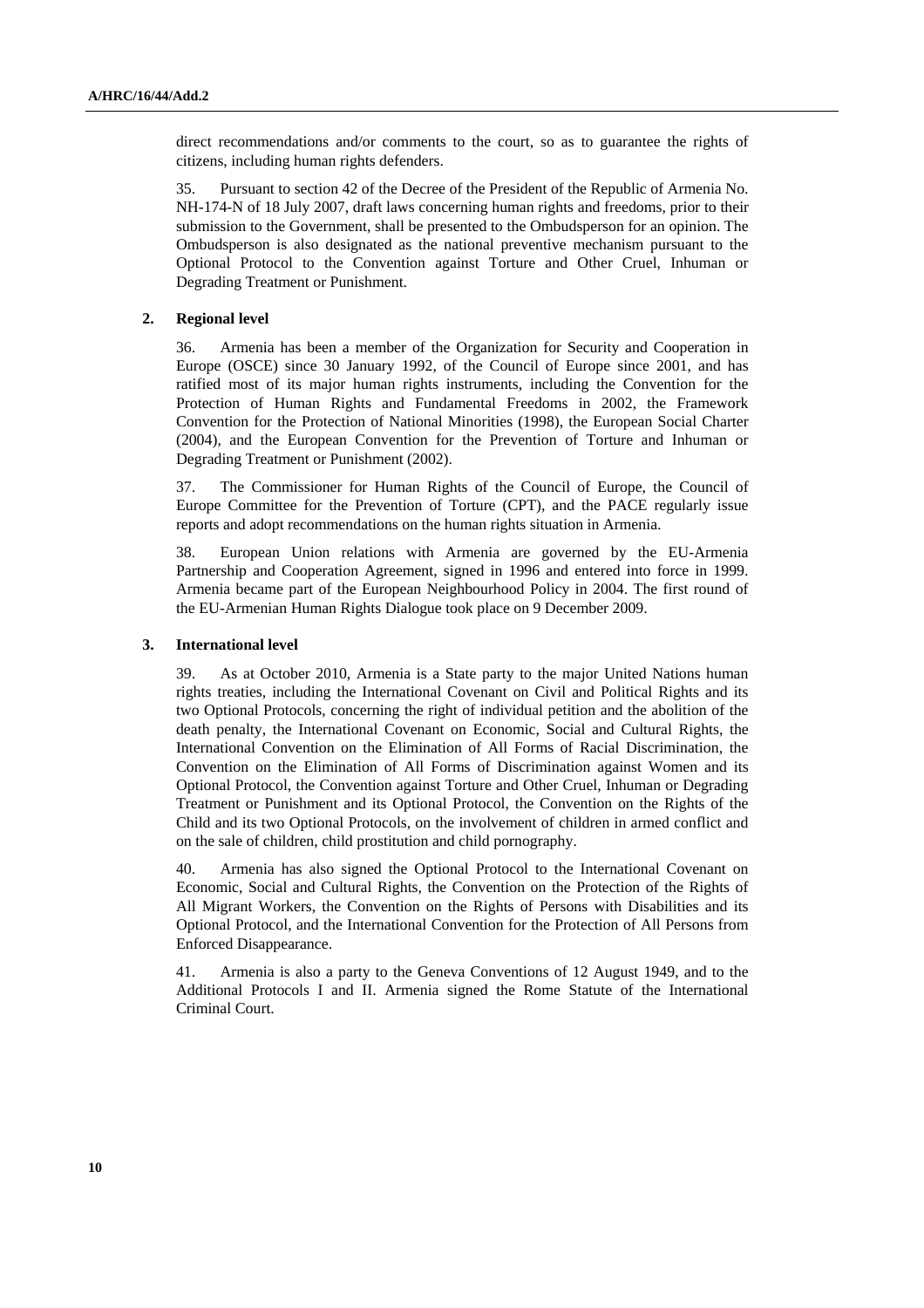direct recommendations and/or comments to the court, so as to guarantee the rights of citizens, including human rights defenders.

35. Pursuant to section 42 of the Decree of the President of the Republic of Armenia No. NH-174-N of 18 July 2007, draft laws concerning human rights and freedoms, prior to their submission to the Government, shall be presented to the Ombudsperson for an opinion. The Ombudsperson is also designated as the national preventive mechanism pursuant to the Optional Protocol to the Convention against Torture and Other Cruel, Inhuman or Degrading Treatment or Punishment.

### 2. Regional level

36. Armenia has been a member of the Organization for Security and Cooperation in Europe (OSCE) since 30 January 1992, of the Council of Europe since 2001, and has ratified most of its major human rights instruments, including the Convention for the Protection of Human Rights and Fundamental Freedoms in 2002, the Framework Convention for the Protection of National Minorities (1998), the European Social Charter (2004), and the European Convention for the Prevention of Torture and Inhuman or Degrading Treatment or Punishment (2002).

37. The Commissioner for Human Rights of the Council of Europe, the Council of Europe Committee for the Prevention of Torture (CPT), and the PACE regularly issue reports and adopt recommendations on the human rights situation in Armenia.

38. European Union relations with Armenia are governed by the EU-Armenia Partnership and Cooperation Agreement, signed in 1996 and entered into force in 1999. Armenia became part of the European Neighbourhood Policy in 2004. The first round of the EU-Armenian Human Rights Dialogue took place on 9 December 2009.

### 3. International level

39. As at October 2010, Armenia is a State party to the major United Nations human rights treaties, including the International Covenant on Civil and Political Rights and its two Optional Protocols, concerning the right of individual petition and the abolition of the death penalty, the International Covenant on Economic, Social and Cultural Rights, the International Convention on the Elimination of All Forms of Racial Discrimination, the Convention on the Elimination of All Forms of Discrimination against Women and its Optional Protocol, the Convention against Torture and Other Cruel, Inhuman or Degrading Treatment or Punishment and its Optional Protocol, the Convention on the Rights of the Child and its two Optional Protocols, on the involvement of children in armed conflict and on the sale of children, child prostitution and child pornography.

40. Armenia has also signed the Optional Protocol to the International Covenant on Economic, Social and Cultural Rights, the Convention on the Protection of the Rights of All Migrant Workers, the Convention on the Rights of Persons with Disabilities and its Optional Protocol, and the International Convention for the Protection of All Persons from Enforced Disappearance.

41. Armenia is also a party to the Geneva Conventions of 12 August 1949, and to the Additional Protocols I and II. Armenia signed the Rome Statute of the International Criminal Court.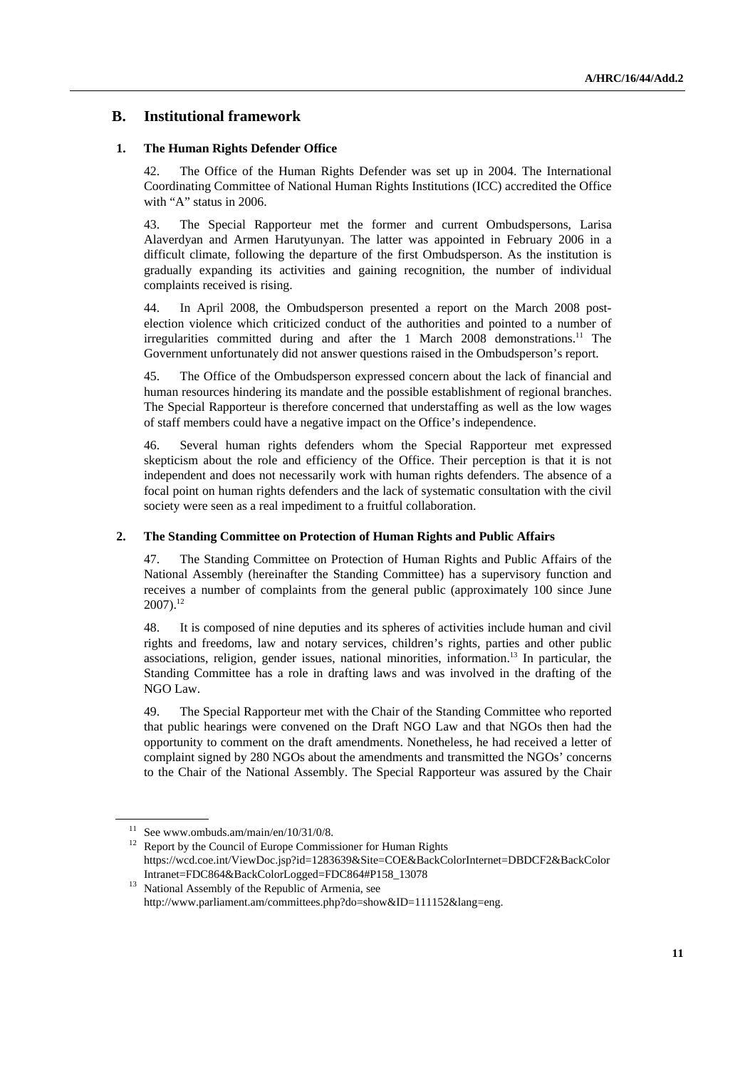## B. Institutional framework

### 1. The Human Rights Defender Office

42. The Office of the Human Rights Defender was set up in 2004. The International Coordinating Committee of National Human Rights Institutions (ICC) accredited the Office with "A" status in 2006.

43. The Special Rapporteur met the former and current Ombudspersons, Larisa Alaverdyan and Armen Harutyunyan. The latter was appointed in February 2006 in a difficult climate, following the departure of the first Ombudsperson. As the institution is gradually expanding its activities and gaining recognition, the number of individual complaints received is rising.

44. In April 2008, the Ombudsperson presented a report on the March 2008 post-election violence which criticized conduct of the authorities and pointed to a number of irregularities committed during and after the 1 March 2008 demonstrations.[11] The Government unfortunately did not answer questions raised in the Ombudsperson's report.

45. The Office of the Ombudsperson expressed concern about the lack of financial and human resources hindering its mandate and the possible establishment of regional branches. The Special Rapporteur is therefore concerned that understaffing as well as the low wages of staff members could have a negative impact on the Office's independence.

46. Several human rights defenders whom the Special Rapporteur met expressed skepticism about the role and efficiency of the Office. Their perception is that it is not independent and does not necessarily work with human rights defenders. The absence of a focal point on human rights defenders and the lack of systematic consultation with the civil society were seen as a real impediment to a fruitful collaboration.

### 2. The Standing Committee on Protection of Human Rights and Public Affairs

47. The Standing Committee on Protection of Human Rights and Public Affairs of the National Assembly (hereinafter the Standing Committee) has a supervisory function and receives a number of complaints from the general public (approximately 100 since June 2007).[12]

48. It is composed of nine deputies and its spheres of activities include human and civil rights and freedoms, law and notary services, children's rights, parties and other public associations, religion, gender issues, national minorities, information.[13] In particular, the Standing Committee has a role in drafting laws and was involved in the drafting of the NGO Law.

49. The Special Rapporteur met with the Chair of the Standing Committee who reported that public hearings were convened on the Draft NGO Law and that NGOs then had the opportunity to comment on the draft amendments. Nonetheless, he had received a letter of complaint signed by 280 NGOs about the amendments and transmitted the NGOs' concerns to the Chair of the National Assembly. The Special Rapporteur was assured by the Chair

---

[11] See www.ombuds.am/main/en/10/31/0/8.

[12] Report by the Council of Europe Commissioner for Human Rights https://wcd.coe.int/ViewDoc.jsp?id=1283639&Site=COE&BackColorInternet=DBDCF2&BackColorIntranet=FDC864&BackColorLogged=FDC864#P158_13078

[13] National Assembly of the Republic of Armenia, see http://www.parliament.am/committees.php?do=show&ID=111152&lang=eng.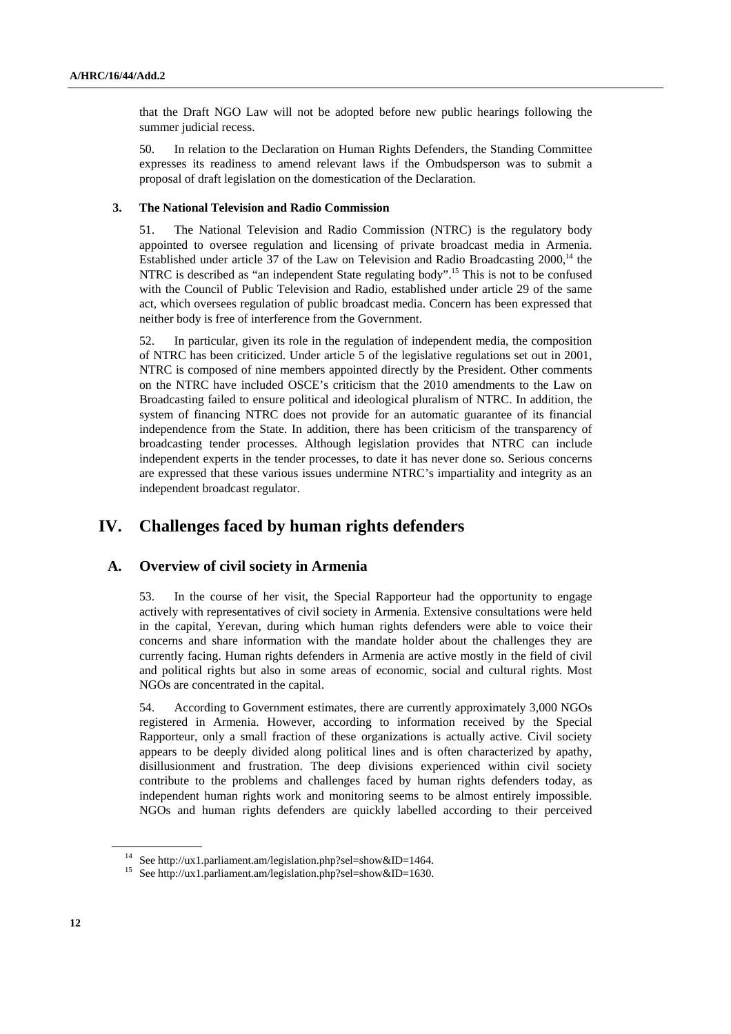that the Draft NGO Law will not be adopted before new public hearings following the summer judicial recess.

50. In relation to the Declaration on Human Rights Defenders, the Standing Committee expresses its readiness to amend relevant laws if the Ombudsperson was to submit a proposal of draft legislation on the domestication of the Declaration.

### 3. The National Television and Radio Commission

51. The National Television and Radio Commission (NTRC) is the regulatory body appointed to oversee regulation and licensing of private broadcast media in Armenia. Established under article 37 of the Law on Television and Radio Broadcasting 2000,[14] the NTRC is described as "an independent State regulating body".[15] This is not to be confused with the Council of Public Television and Radio, established under article 29 of the same act, which oversees regulation of public broadcast media. Concern has been expressed that neither body is free of interference from the Government.

52. In particular, given its role in the regulation of independent media, the composition of NTRC has been criticized. Under article 5 of the legislative regulations set out in 2001, NTRC is composed of nine members appointed directly by the President. Other comments on the NTRC have included OSCE's criticism that the 2010 amendments to the Law on Broadcasting failed to ensure political and ideological pluralism of NTRC. In addition, the system of financing NTRC does not provide for an automatic guarantee of its financial independence from the State. In addition, there has been criticism of the transparency of broadcasting tender processes. Although legislation provides that NTRC can include independent experts in the tender processes, to date it has never done so. Serious concerns are expressed that these various issues undermine NTRC's impartiality and integrity as an independent broadcast regulator.

# IV. Challenges faced by human rights defenders

## A. Overview of civil society in Armenia

53. In the course of her visit, the Special Rapporteur had the opportunity to engage actively with representatives of civil society in Armenia. Extensive consultations were held in the capital, Yerevan, during which human rights defenders were able to voice their concerns and share information with the mandate holder about the challenges they are currently facing. Human rights defenders in Armenia are active mostly in the field of civil and political rights but also in some areas of economic, social and cultural rights. Most NGOs are concentrated in the capital.

54. According to Government estimates, there are currently approximately 3,000 NGOs registered in Armenia. However, according to information received by the Special Rapporteur, only a small fraction of these organizations is actually active. Civil society appears to be deeply divided along political lines and is often characterized by apathy, disillusionment and frustration. The deep divisions experienced within civil society contribute to the problems and challenges faced by human rights defenders today, as independent human rights work and monitoring seems to be almost entirely impossible. NGOs and human rights defenders are quickly labelled according to their perceived

[14] See http://ux1.parliament.am/legislation.php?sel=show&ID=1464.

[15] See http://ux1.parliament.am/legislation.php?sel=show&ID=1630.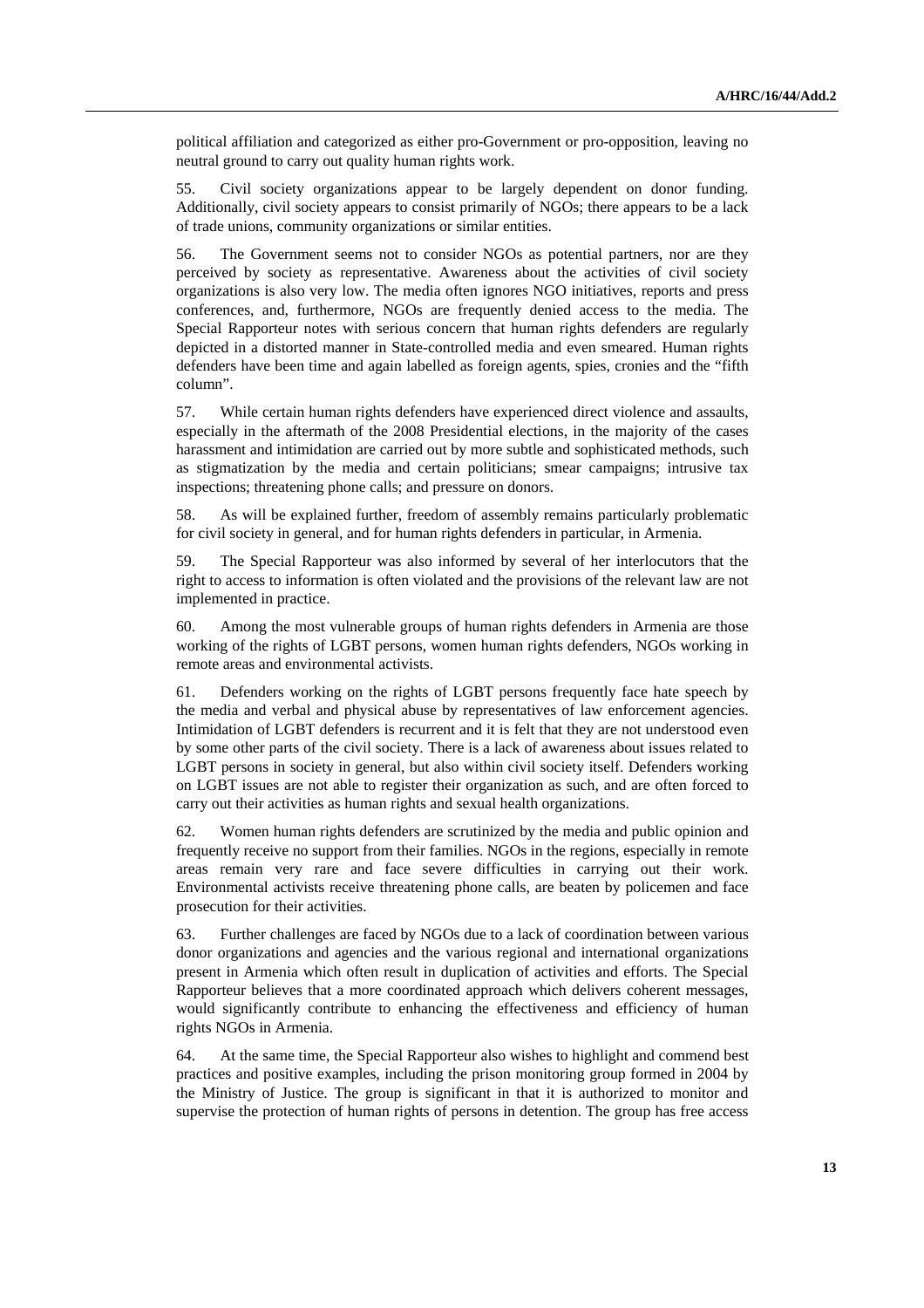political affiliation and categorized as either pro-Government or pro-opposition, leaving no neutral ground to carry out quality human rights work.

55. Civil society organizations appear to be largely dependent on donor funding. Additionally, civil society appears to consist primarily of NGOs; there appears to be a lack of trade unions, community organizations or similar entities.

56. The Government seems not to consider NGOs as potential partners, nor are they perceived by society as representative. Awareness about the activities of civil society organizations is also very low. The media often ignores NGO initiatives, reports and press conferences, and, furthermore, NGOs are frequently denied access to the media. The Special Rapporteur notes with serious concern that human rights defenders are regularly depicted in a distorted manner in State-controlled media and even smeared. Human rights defenders have been time and again labelled as foreign agents, spies, cronies and the "fifth column".

57. While certain human rights defenders have experienced direct violence and assaults, especially in the aftermath of the 2008 Presidential elections, in the majority of the cases harassment and intimidation are carried out by more subtle and sophisticated methods, such as stigmatization by the media and certain politicians; smear campaigns; intrusive tax inspections; threatening phone calls; and pressure on donors.

58. As will be explained further, freedom of assembly remains particularly problematic for civil society in general, and for human rights defenders in particular, in Armenia.

59. The Special Rapporteur was also informed by several of her interlocutors that the right to access to information is often violated and the provisions of the relevant law are not implemented in practice.

60. Among the most vulnerable groups of human rights defenders in Armenia are those working of the rights of LGBT persons, women human rights defenders, NGOs working in remote areas and environmental activists.

61. Defenders working on the rights of LGBT persons frequently face hate speech by the media and verbal and physical abuse by representatives of law enforcement agencies. Intimidation of LGBT defenders is recurrent and it is felt that they are not understood even by some other parts of the civil society. There is a lack of awareness about issues related to LGBT persons in society in general, but also within civil society itself. Defenders working on LGBT issues are not able to register their organization as such, and are often forced to carry out their activities as human rights and sexual health organizations.

62. Women human rights defenders are scrutinized by the media and public opinion and frequently receive no support from their families. NGOs in the regions, especially in remote areas remain very rare and face severe difficulties in carrying out their work. Environmental activists receive threatening phone calls, are beaten by policemen and face prosecution for their activities.

63. Further challenges are faced by NGOs due to a lack of coordination between various donor organizations and agencies and the various regional and international organizations present in Armenia which often result in duplication of activities and efforts. The Special Rapporteur believes that a more coordinated approach which delivers coherent messages, would significantly contribute to enhancing the effectiveness and efficiency of human rights NGOs in Armenia.

64. At the same time, the Special Rapporteur also wishes to highlight and commend best practices and positive examples, including the prison monitoring group formed in 2004 by the Ministry of Justice. The group is significant in that it is authorized to monitor and supervise the protection of human rights of persons in detention. The group has free access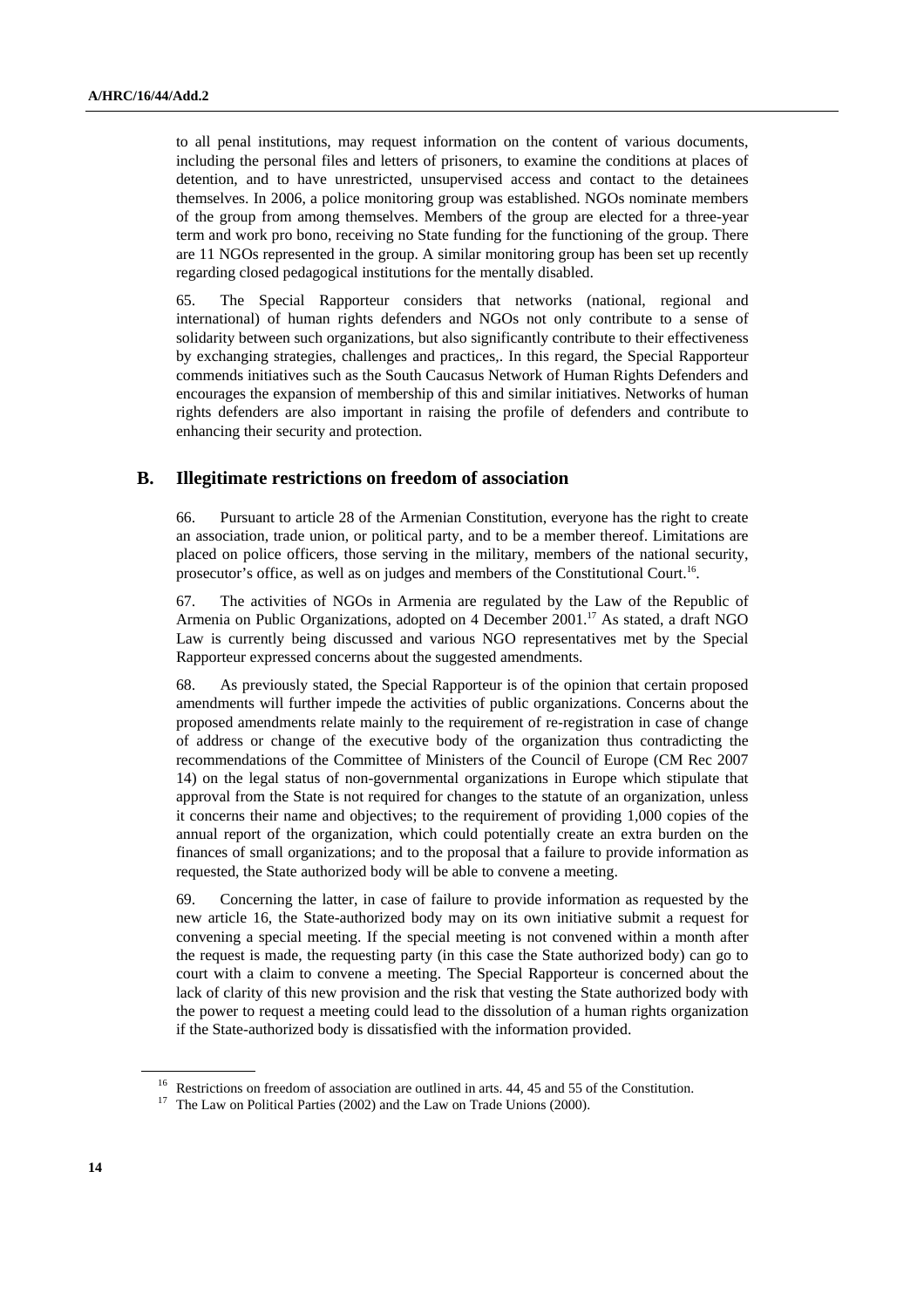to all penal institutions, may request information on the content of various documents, including the personal files and letters of prisoners, to examine the conditions at places of detention, and to have unrestricted, unsupervised access and contact to the detainees themselves. In 2006, a police monitoring group was established. NGOs nominate members of the group from among themselves. Members of the group are elected for a three-year term and work pro bono, receiving no State funding for the functioning of the group. There are 11 NGOs represented in the group. A similar monitoring group has been set up recently regarding closed pedagogical institutions for the mentally disabled.

65. The Special Rapporteur considers that networks (national, regional and international) of human rights defenders and NGOs not only contribute to a sense of solidarity between such organizations, but also significantly contribute to their effectiveness by exchanging strategies, challenges and practices,. In this regard, the Special Rapporteur commends initiatives such as the South Caucasus Network of Human Rights Defenders and encourages the expansion of membership of this and similar initiatives. Networks of human rights defenders are also important in raising the profile of defenders and contribute to enhancing their security and protection.

## B. Illegitimate restrictions on freedom of association

66. Pursuant to article 28 of the Armenian Constitution, everyone has the right to create an association, trade union, or political party, and to be a member thereof. Limitations are placed on police officers, those serving in the military, members of the national security, prosecutor's office, as well as on judges and members of the Constitutional Court.[16].

67. The activities of NGOs in Armenia are regulated by the Law of the Republic of Armenia on Public Organizations, adopted on 4 December 2001.[17] As stated, a draft NGO Law is currently being discussed and various NGO representatives met by the Special Rapporteur expressed concerns about the suggested amendments.

68. As previously stated, the Special Rapporteur is of the opinion that certain proposed amendments will further impede the activities of public organizations. Concerns about the proposed amendments relate mainly to the requirement of re-registration in case of change of address or change of the executive body of the organization thus contradicting the recommendations of the Committee of Ministers of the Council of Europe (CM Rec 2007 14) on the legal status of non-governmental organizations in Europe which stipulate that approval from the State is not required for changes to the statute of an organization, unless it concerns their name and objectives; to the requirement of providing 1,000 copies of the annual report of the organization, which could potentially create an extra burden on the finances of small organizations; and to the proposal that a failure to provide information as requested, the State authorized body will be able to convene a meeting.

69. Concerning the latter, in case of failure to provide information as requested by the new article 16, the State-authorized body may on its own initiative submit a request for convening a special meeting. If the special meeting is not convened within a month after the request is made, the requesting party (in this case the State authorized body) can go to court with a claim to convene a meeting. The Special Rapporteur is concerned about the lack of clarity of this new provision and the risk that vesting the State authorized body with the power to request a meeting could lead to the dissolution of a human rights organization if the State-authorized body is dissatisfied with the information provided.

---

[16] Restrictions on freedom of association are outlined in arts. 44, 45 and 55 of the Constitution.

[17] The Law on Political Parties (2002) and the Law on Trade Unions (2000).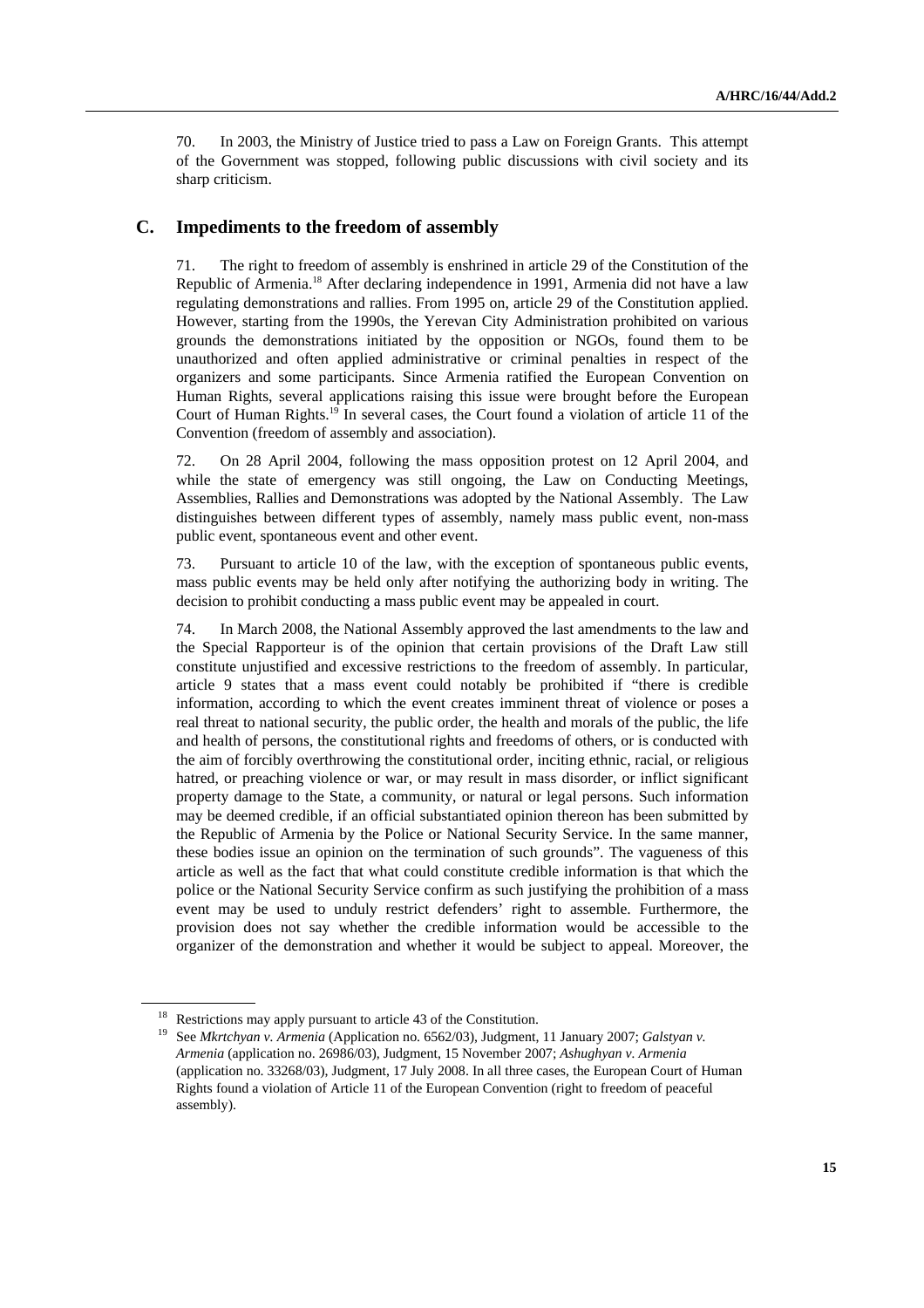70. In 2003, the Ministry of Justice tried to pass a Law on Foreign Grants. This attempt of the Government was stopped, following public discussions with civil society and its sharp criticism.

## C. Impediments to the freedom of assembly

71. The right to freedom of assembly is enshrined in article 29 of the Constitution of the Republic of Armenia.[18] After declaring independence in 1991, Armenia did not have a law regulating demonstrations and rallies. From 1995 on, article 29 of the Constitution applied. However, starting from the 1990s, the Yerevan City Administration prohibited on various grounds the demonstrations initiated by the opposition or NGOs, found them to be unauthorized and often applied administrative or criminal penalties in respect of the organizers and some participants. Since Armenia ratified the European Convention on Human Rights, several applications raising this issue were brought before the European Court of Human Rights.[19] In several cases, the Court found a violation of article 11 of the Convention (freedom of assembly and association).

72. On 28 April 2004, following the mass opposition protest on 12 April 2004, and while the state of emergency was still ongoing, the Law on Conducting Meetings, Assemblies, Rallies and Demonstrations was adopted by the National Assembly. The Law distinguishes between different types of assembly, namely mass public event, non-mass public event, spontaneous event and other event.

73. Pursuant to article 10 of the law, with the exception of spontaneous public events, mass public events may be held only after notifying the authorizing body in writing. The decision to prohibit conducting a mass public event may be appealed in court.

74. In March 2008, the National Assembly approved the last amendments to the law and the Special Rapporteur is of the opinion that certain provisions of the Draft Law still constitute unjustified and excessive restrictions to the freedom of assembly. In particular, article 9 states that a mass event could notably be prohibited if "there is credible information, according to which the event creates imminent threat of violence or poses a real threat to national security, the public order, the health and morals of the public, the life and health of persons, the constitutional rights and freedoms of others, or is conducted with the aim of forcibly overthrowing the constitutional order, inciting ethnic, racial, or religious hatred, or preaching violence or war, or may result in mass disorder, or inflict significant property damage to the State, a community, or natural or legal persons. Such information may be deemed credible, if an official substantiated opinion thereon has been submitted by the Republic of Armenia by the Police or National Security Service. In the same manner, these bodies issue an opinion on the termination of such grounds". The vagueness of this article as well as the fact that what could constitute credible information is that which the police or the National Security Service confirm as such justifying the prohibition of a mass event may be used to unduly restrict defenders' right to assemble. Furthermore, the provision does not say whether the credible information would be accessible to the organizer of the demonstration and whether it would be subject to appeal. Moreover, the

---

[18] Restrictions may apply pursuant to article 43 of the Constitution.

[19] See *Mkrtchyan v. Armenia* (Application no. 6562/03), Judgment, 11 January 2007; *Galstyan v. Armenia* (application no. 26986/03), Judgment, 15 November 2007; *Ashughyan v. Armenia* (application no. 33268/03), Judgment, 17 July 2008. In all three cases, the European Court of Human Rights found a violation of Article 11 of the European Convention (right to freedom of peaceful assembly).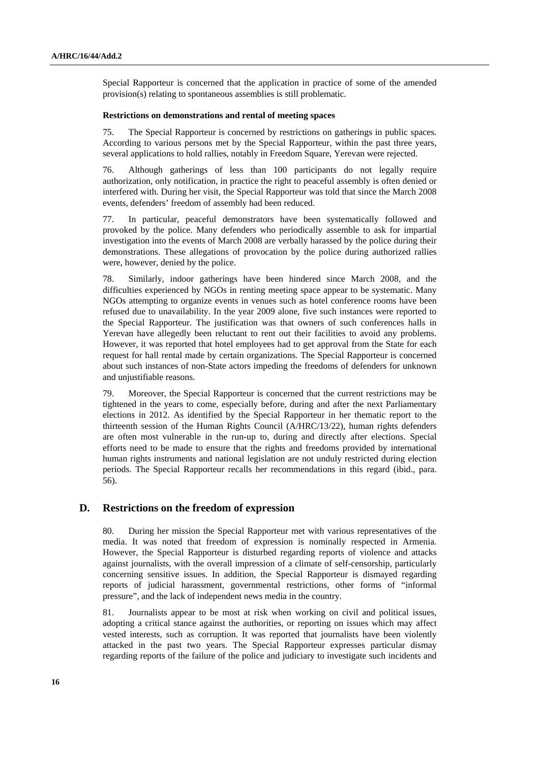Special Rapporteur is concerned that the application in practice of some of the amended provision(s) relating to spontaneous assemblies is still problematic.

**Restrictions on demonstrations and rental of meeting spaces**

75. The Special Rapporteur is concerned by restrictions on gatherings in public spaces. According to various persons met by the Special Rapporteur, within the past three years, several applications to hold rallies, notably in Freedom Square, Yerevan were rejected.

76. Although gatherings of less than 100 participants do not legally require authorization, only notification, in practice the right to peaceful assembly is often denied or interfered with. During her visit, the Special Rapporteur was told that since the March 2008 events, defenders' freedom of assembly had been reduced.

77. In particular, peaceful demonstrators have been systematically followed and provoked by the police. Many defenders who periodically assemble to ask for impartial investigation into the events of March 2008 are verbally harassed by the police during their demonstrations. These allegations of provocation by the police during authorized rallies were, however, denied by the police.

78. Similarly, indoor gatherings have been hindered since March 2008, and the difficulties experienced by NGOs in renting meeting space appear to be systematic. Many NGOs attempting to organize events in venues such as hotel conference rooms have been refused due to unavailability. In the year 2009 alone, five such instances were reported to the Special Rapporteur. The justification was that owners of such conferences halls in Yerevan have allegedly been reluctant to rent out their facilities to avoid any problems. However, it was reported that hotel employees had to get approval from the State for each request for hall rental made by certain organizations. The Special Rapporteur is concerned about such instances of non-State actors impeding the freedoms of defenders for unknown and unjustifiable reasons.

79. Moreover, the Special Rapporteur is concerned that the current restrictions may be tightened in the years to come, especially before, during and after the next Parliamentary elections in 2012. As identified by the Special Rapporteur in her thematic report to the thirteenth session of the Human Rights Council (A/HRC/13/22), human rights defenders are often most vulnerable in the run-up to, during and directly after elections. Special efforts need to be made to ensure that the rights and freedoms provided by international human rights instruments and national legislation are not unduly restricted during election periods. The Special Rapporteur recalls her recommendations in this regard (ibid., para. 56).

## D. Restrictions on the freedom of expression

80. During her mission the Special Rapporteur met with various representatives of the media. It was noted that freedom of expression is nominally respected in Armenia. However, the Special Rapporteur is disturbed regarding reports of violence and attacks against journalists, with the overall impression of a climate of self-censorship, particularly concerning sensitive issues. In addition, the Special Rapporteur is dismayed regarding reports of judicial harassment, governmental restrictions, other forms of "informal pressure", and the lack of independent news media in the country.

81. Journalists appear to be most at risk when working on civil and political issues, adopting a critical stance against the authorities, or reporting on issues which may affect vested interests, such as corruption. It was reported that journalists have been violently attacked in the past two years. The Special Rapporteur expresses particular dismay regarding reports of the failure of the police and judiciary to investigate such incidents and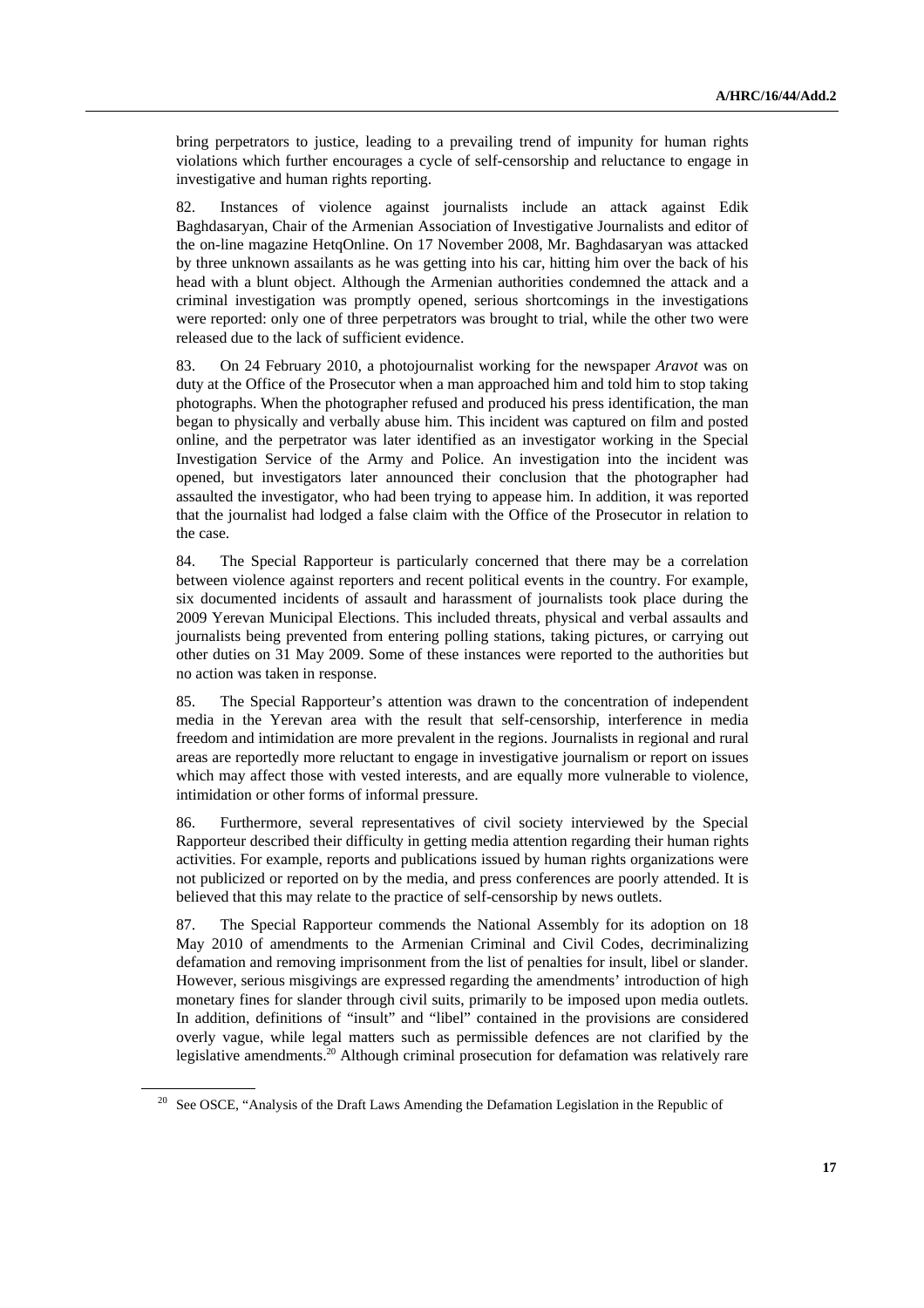bring perpetrators to justice, leading to a prevailing trend of impunity for human rights violations which further encourages a cycle of self-censorship and reluctance to engage in investigative and human rights reporting.

82. Instances of violence against journalists include an attack against Edik Baghdasaryan, Chair of the Armenian Association of Investigative Journalists and editor of the on-line magazine HetqOnline. On 17 November 2008, Mr. Baghdasaryan was attacked by three unknown assailants as he was getting into his car, hitting him over the back of his head with a blunt object. Although the Armenian authorities condemned the attack and a criminal investigation was promptly opened, serious shortcomings in the investigations were reported: only one of three perpetrators was brought to trial, while the other two were released due to the lack of sufficient evidence.

83. On 24 February 2010, a photojournalist working for the newspaper *Aravot* was on duty at the Office of the Prosecutor when a man approached him and told him to stop taking photographs. When the photographer refused and produced his press identification, the man began to physically and verbally abuse him. This incident was captured on film and posted online, and the perpetrator was later identified as an investigator working in the Special Investigation Service of the Army and Police. An investigation into the incident was opened, but investigators later announced their conclusion that the photographer had assaulted the investigator, who had been trying to appease him. In addition, it was reported that the journalist had lodged a false claim with the Office of the Prosecutor in relation to the case.

84. The Special Rapporteur is particularly concerned that there may be a correlation between violence against reporters and recent political events in the country. For example, six documented incidents of assault and harassment of journalists took place during the 2009 Yerevan Municipal Elections. This included threats, physical and verbal assaults and journalists being prevented from entering polling stations, taking pictures, or carrying out other duties on 31 May 2009. Some of these instances were reported to the authorities but no action was taken in response.

85. The Special Rapporteur's attention was drawn to the concentration of independent media in the Yerevan area with the result that self-censorship, interference in media freedom and intimidation are more prevalent in the regions. Journalists in regional and rural areas are reportedly more reluctant to engage in investigative journalism or report on issues which may affect those with vested interests, and are equally more vulnerable to violence, intimidation or other forms of informal pressure.

86. Furthermore, several representatives of civil society interviewed by the Special Rapporteur described their difficulty in getting media attention regarding their human rights activities. For example, reports and publications issued by human rights organizations were not publicized or reported on by the media, and press conferences are poorly attended. It is believed that this may relate to the practice of self-censorship by news outlets.

87. The Special Rapporteur commends the National Assembly for its adoption on 18 May 2010 of amendments to the Armenian Criminal and Civil Codes, decriminalizing defamation and removing imprisonment from the list of penalties for insult, libel or slander. However, serious misgivings are expressed regarding the amendments' introduction of high monetary fines for slander through civil suits, primarily to be imposed upon media outlets. In addition, definitions of "insult" and "libel" contained in the provisions are considered overly vague, while legal matters such as permissible defences are not clarified by the legislative amendments.[20] Although criminal prosecution for defamation was relatively rare

[20] See OSCE, "Analysis of the Draft Laws Amending the Defamation Legislation in the Republic of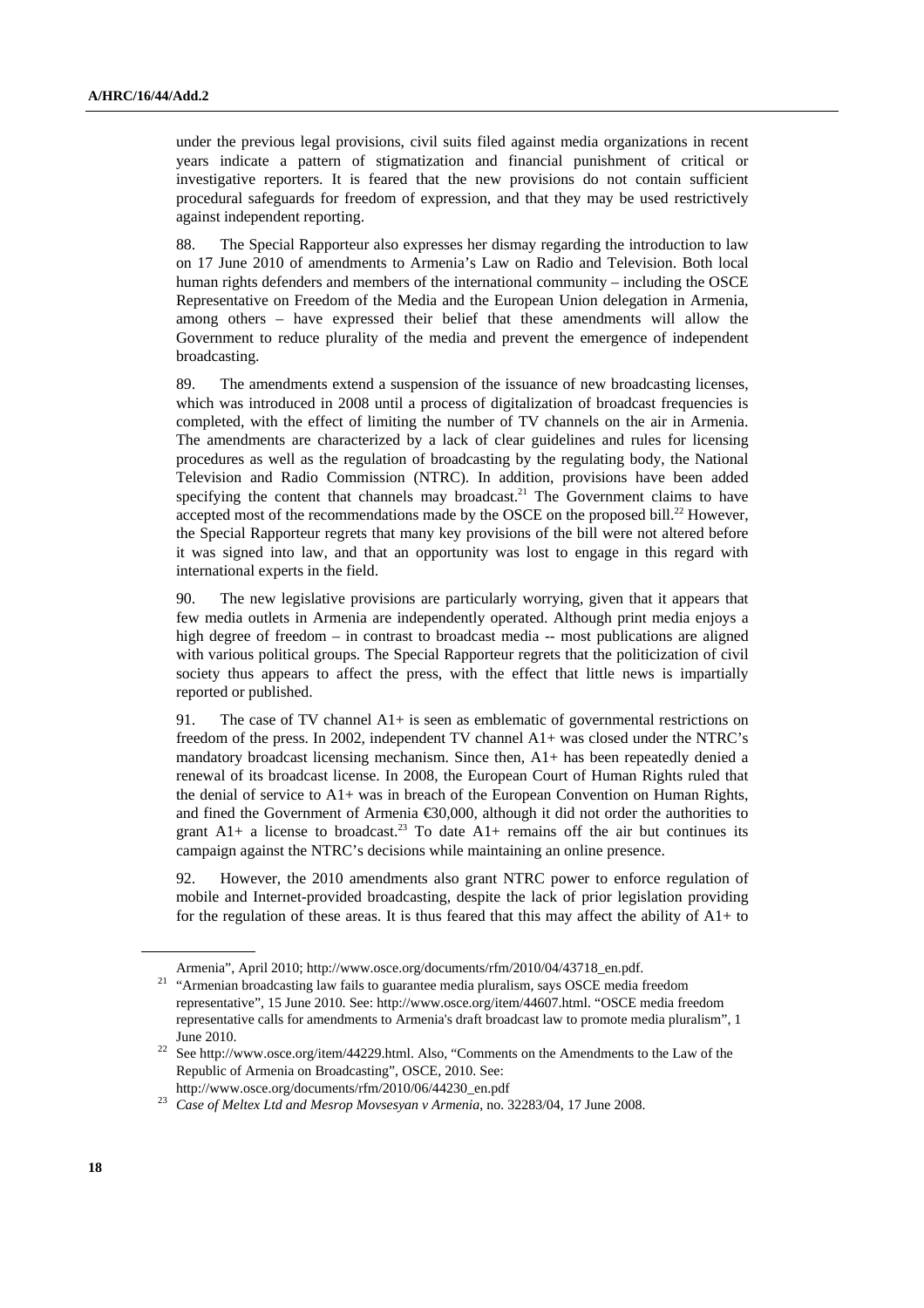under the previous legal provisions, civil suits filed against media organizations in recent years indicate a pattern of stigmatization and financial punishment of critical or investigative reporters. It is feared that the new provisions do not contain sufficient procedural safeguards for freedom of expression, and that they may be used restrictively against independent reporting.

88. The Special Rapporteur also expresses her dismay regarding the introduction to law on 17 June 2010 of amendments to Armenia's Law on Radio and Television. Both local human rights defenders and members of the international community – including the OSCE Representative on Freedom of the Media and the European Union delegation in Armenia, among others – have expressed their belief that these amendments will allow the Government to reduce plurality of the media and prevent the emergence of independent broadcasting.

89. The amendments extend a suspension of the issuance of new broadcasting licenses, which was introduced in 2008 until a process of digitalization of broadcast frequencies is completed, with the effect of limiting the number of TV channels on the air in Armenia. The amendments are characterized by a lack of clear guidelines and rules for licensing procedures as well as the regulation of broadcasting by the regulating body, the National Television and Radio Commission (NTRC). In addition, provisions have been added specifying the content that channels may broadcast.[21] The Government claims to have accepted most of the recommendations made by the OSCE on the proposed bill.[22] However, the Special Rapporteur regrets that many key provisions of the bill were not altered before it was signed into law, and that an opportunity was lost to engage in this regard with international experts in the field.

90. The new legislative provisions are particularly worrying, given that it appears that few media outlets in Armenia are independently operated. Although print media enjoys a high degree of freedom – in contrast to broadcast media -- most publications are aligned with various political groups. The Special Rapporteur regrets that the politicization of civil society thus appears to affect the press, with the effect that little news is impartially reported or published.

91. The case of TV channel A1+ is seen as emblematic of governmental restrictions on freedom of the press. In 2002, independent TV channel A1+ was closed under the NTRC's mandatory broadcast licensing mechanism. Since then, A1+ has been repeatedly denied a renewal of its broadcast license. In 2008, the European Court of Human Rights ruled that the denial of service to A1+ was in breach of the European Convention on Human Rights, and fined the Government of Armenia €30,000, although it did not order the authorities to grant A1+ a license to broadcast.[23] To date A1+ remains off the air but continues its campaign against the NTRC's decisions while maintaining an online presence.

92. However, the 2010 amendments also grant NTRC power to enforce regulation of mobile and Internet-provided broadcasting, despite the lack of prior legislation providing for the regulation of these areas. It is thus feared that this may affect the ability of A1+ to

---

Armenia", April 2010; http://www.osce.org/documents/rfm/2010/04/43718_en.pdf.

[21] "Armenian broadcasting law fails to guarantee media pluralism, says OSCE media freedom representative", 15 June 2010. See: http://www.osce.org/item/44607.html. "OSCE media freedom representative calls for amendments to Armenia's draft broadcast law to promote media pluralism", 1 June 2010.

[22] See http://www.osce.org/item/44229.html. Also, "Comments on the Amendments to the Law of the Republic of Armenia on Broadcasting", OSCE, 2010. See: http://www.osce.org/documents/rfm/2010/06/44230_en.pdf

[23] *Case of Meltex Ltd and Mesrop Movsesyan v Armenia*, no. 32283/04, 17 June 2008.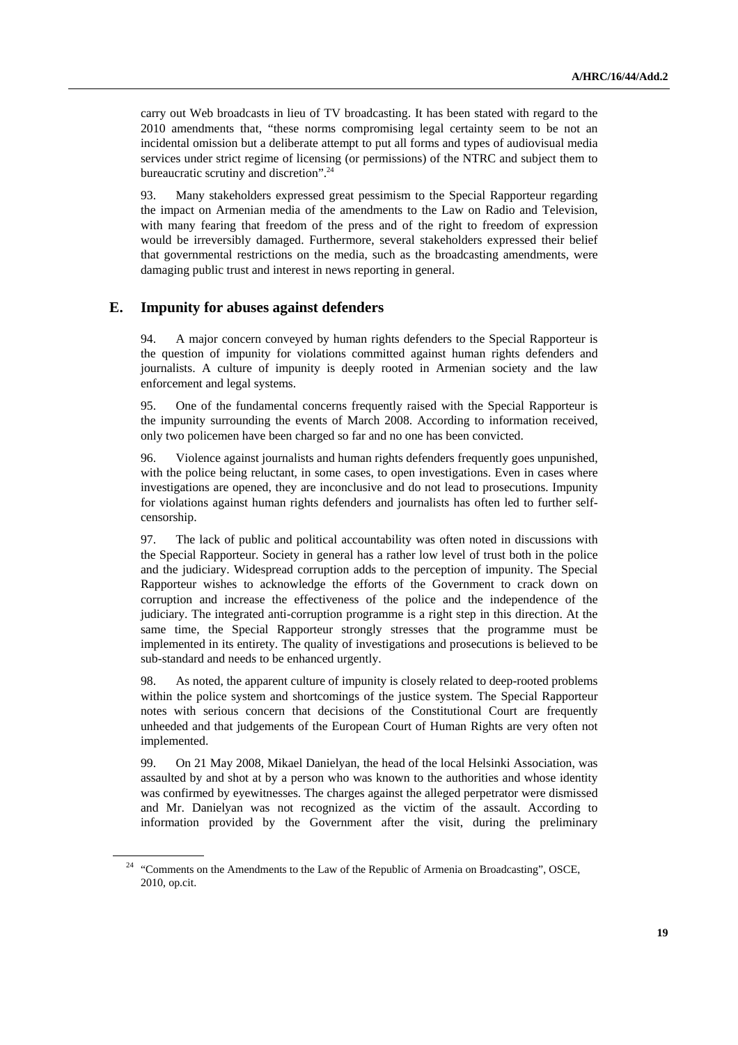carry out Web broadcasts in lieu of TV broadcasting. It has been stated with regard to the 2010 amendments that, "these norms compromising legal certainty seem to be not an incidental omission but a deliberate attempt to put all forms and types of audiovisual media services under strict regime of licensing (or permissions) of the NTRC and subject them to bureaucratic scrutiny and discretion".[24]

93. Many stakeholders expressed great pessimism to the Special Rapporteur regarding the impact on Armenian media of the amendments to the Law on Radio and Television, with many fearing that freedom of the press and of the right to freedom of expression would be irreversibly damaged. Furthermore, several stakeholders expressed their belief that governmental restrictions on the media, such as the broadcasting amendments, were damaging public trust and interest in news reporting in general.

## E. Impunity for abuses against defenders

94. A major concern conveyed by human rights defenders to the Special Rapporteur is the question of impunity for violations committed against human rights defenders and journalists. A culture of impunity is deeply rooted in Armenian society and the law enforcement and legal systems.

95. One of the fundamental concerns frequently raised with the Special Rapporteur is the impunity surrounding the events of March 2008. According to information received, only two policemen have been charged so far and no one has been convicted.

96. Violence against journalists and human rights defenders frequently goes unpunished, with the police being reluctant, in some cases, to open investigations. Even in cases where investigations are opened, they are inconclusive and do not lead to prosecutions. Impunity for violations against human rights defenders and journalists has often led to further self-censorship.

97. The lack of public and political accountability was often noted in discussions with the Special Rapporteur. Society in general has a rather low level of trust both in the police and the judiciary. Widespread corruption adds to the perception of impunity. The Special Rapporteur wishes to acknowledge the efforts of the Government to crack down on corruption and increase the effectiveness of the police and the independence of the judiciary. The integrated anti-corruption programme is a right step in this direction. At the same time, the Special Rapporteur strongly stresses that the programme must be implemented in its entirety. The quality of investigations and prosecutions is believed to be sub-standard and needs to be enhanced urgently.

98. As noted, the apparent culture of impunity is closely related to deep-rooted problems within the police system and shortcomings of the justice system. The Special Rapporteur notes with serious concern that decisions of the Constitutional Court are frequently unheeded and that judgements of the European Court of Human Rights are very often not implemented.

99. On 21 May 2008, Mikael Danielyan, the head of the local Helsinki Association, was assaulted by and shot at by a person who was known to the authorities and whose identity was confirmed by eyewitnesses. The charges against the alleged perpetrator were dismissed and Mr. Danielyan was not recognized as the victim of the assault. According to information provided by the Government after the visit, during the preliminary

[24] "Comments on the Amendments to the Law of the Republic of Armenia on Broadcasting", OSCE, 2010, op.cit.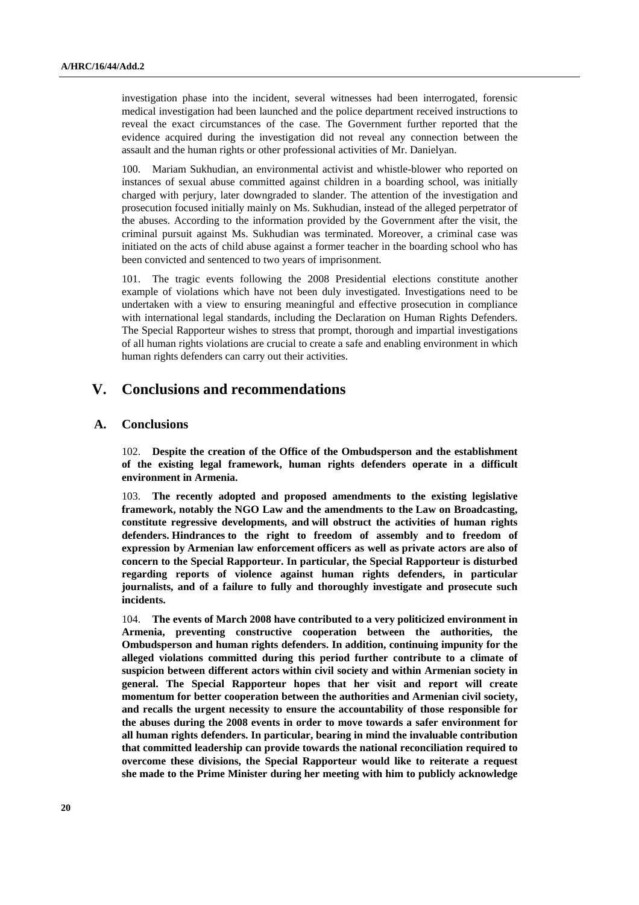investigation phase into the incident, several witnesses had been interrogated, forensic medical investigation had been launched and the police department received instructions to reveal the exact circumstances of the case. The Government further reported that the evidence acquired during the investigation did not reveal any connection between the assault and the human rights or other professional activities of Mr. Danielyan.

100. Mariam Sukhudian, an environmental activist and whistle-blower who reported on instances of sexual abuse committed against children in a boarding school, was initially charged with perjury, later downgraded to slander. The attention of the investigation and prosecution focused initially mainly on Ms. Sukhudian, instead of the alleged perpetrator of the abuses. According to the information provided by the Government after the visit, the criminal pursuit against Ms. Sukhudian was terminated. Moreover, a criminal case was initiated on the acts of child abuse against a former teacher in the boarding school who has been convicted and sentenced to two years of imprisonment.

101. The tragic events following the 2008 Presidential elections constitute another example of violations which have not been duly investigated. Investigations need to be undertaken with a view to ensuring meaningful and effective prosecution in compliance with international legal standards, including the Declaration on Human Rights Defenders. The Special Rapporteur wishes to stress that prompt, thorough and impartial investigations of all human rights violations are crucial to create a safe and enabling environment in which human rights defenders can carry out their activities.

# V. Conclusions and recommendations

## A. Conclusions

102. **Despite the creation of the Office of the Ombudsperson and the establishment of the existing legal framework, human rights defenders operate in a difficult environment in Armenia.**

103. **The recently adopted and proposed amendments to the existing legislative framework, notably the NGO Law and the amendments to the Law on Broadcasting, constitute regressive developments, and will obstruct the activities of human rights defenders. Hindrances to the right to freedom of assembly and to freedom of expression by Armenian law enforcement officers as well as private actors are also of concern to the Special Rapporteur. In particular, the Special Rapporteur is disturbed regarding reports of violence against human rights defenders, in particular journalists, and of a failure to fully and thoroughly investigate and prosecute such incidents.**

104. **The events of March 2008 have contributed to a very politicized environment in Armenia, preventing constructive cooperation between the authorities, the Ombudsperson and human rights defenders. In addition, continuing impunity for the alleged violations committed during this period further contribute to a climate of suspicion between different actors within civil society and within Armenian society in general. The Special Rapporteur hopes that her visit and report will create momentum for better cooperation between the authorities and Armenian civil society, and recalls the urgent necessity to ensure the accountability of those responsible for the abuses during the 2008 events in order to move towards a safer environment for all human rights defenders. In particular, bearing in mind the invaluable contribution that committed leadership can provide towards the national reconciliation required to overcome these divisions, the Special Rapporteur would like to reiterate a request she made to the Prime Minister during her meeting with him to publicly acknowledge**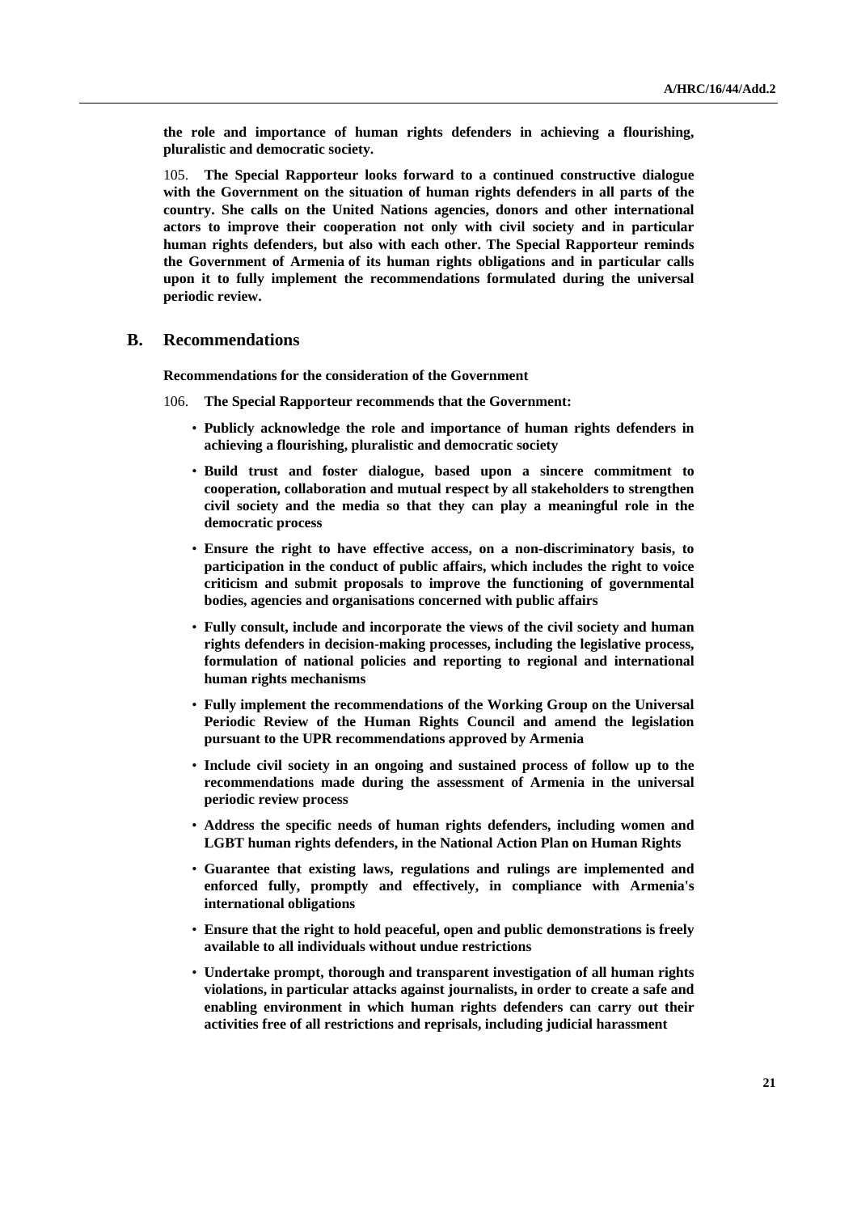**the role and importance of human rights defenders in achieving a flourishing, pluralistic and democratic society.**

105. **The Special Rapporteur looks forward to a continued constructive dialogue with the Government on the situation of human rights defenders in all parts of the country. She calls on the United Nations agencies, donors and other international actors to improve their cooperation not only with civil society and in particular human rights defenders, but also with each other. The Special Rapporteur reminds the Government of Armenia of its human rights obligations and in particular calls upon it to fully implement the recommendations formulated during the universal periodic review.**

## B. Recommendations

**Recommendations for the consideration of the Government**

106. **The Special Rapporteur recommends that the Government:**

- **Publicly acknowledge the role and importance of human rights defenders in achieving a flourishing, pluralistic and democratic society**
- **Build trust and foster dialogue, based upon a sincere commitment to cooperation, collaboration and mutual respect by all stakeholders to strengthen civil society and the media so that they can play a meaningful role in the democratic process**
- **Ensure the right to have effective access, on a non-discriminatory basis, to participation in the conduct of public affairs, which includes the right to voice criticism and submit proposals to improve the functioning of governmental bodies, agencies and organisations concerned with public affairs**
- **Fully consult, include and incorporate the views of the civil society and human rights defenders in decision-making processes, including the legislative process, formulation of national policies and reporting to regional and international human rights mechanisms**
- **Fully implement the recommendations of the Working Group on the Universal Periodic Review of the Human Rights Council and amend the legislation pursuant to the UPR recommendations approved by Armenia**
- **Include civil society in an ongoing and sustained process of follow up to the recommendations made during the assessment of Armenia in the universal periodic review process**
- **Address the specific needs of human rights defenders, including women and LGBT human rights defenders, in the National Action Plan on Human Rights**
- **Guarantee that existing laws, regulations and rulings are implemented and enforced fully, promptly and effectively, in compliance with Armenia's international obligations**
- **Ensure that the right to hold peaceful, open and public demonstrations is freely available to all individuals without undue restrictions**
- **Undertake prompt, thorough and transparent investigation of all human rights violations, in particular attacks against journalists, in order to create a safe and enabling environment in which human rights defenders can carry out their activities free of all restrictions and reprisals, including judicial harassment**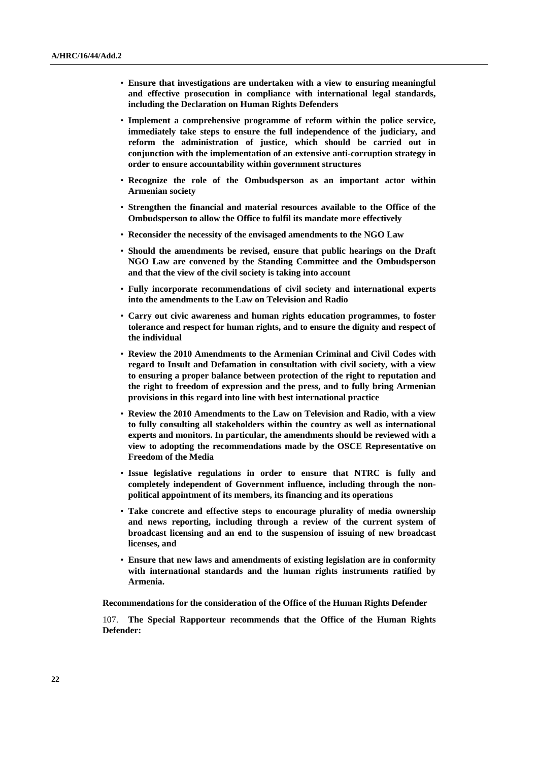- **Ensure that investigations are undertaken with a view to ensuring meaningful and effective prosecution in compliance with international legal standards, including the Declaration on Human Rights Defenders**
- **Implement a comprehensive programme of reform within the police service, immediately take steps to ensure the full independence of the judiciary, and reform the administration of justice, which should be carried out in conjunction with the implementation of an extensive anti-corruption strategy in order to ensure accountability within government structures**
- **Recognize the role of the Ombudsperson as an important actor within Armenian society**
- **Strengthen the financial and material resources available to the Office of the Ombudsperson to allow the Office to fulfil its mandate more effectively**
- **Reconsider the necessity of the envisaged amendments to the NGO Law**
- **Should the amendments be revised, ensure that public hearings on the Draft NGO Law are convened by the Standing Committee and the Ombudsperson and that the view of the civil society is taking into account**
- **Fully incorporate recommendations of civil society and international experts into the amendments to the Law on Television and Radio**
- **Carry out civic awareness and human rights education programmes, to foster tolerance and respect for human rights, and to ensure the dignity and respect of the individual**
- **Review the 2010 Amendments to the Armenian Criminal and Civil Codes with regard to Insult and Defamation in consultation with civil society, with a view to ensuring a proper balance between protection of the right to reputation and the right to freedom of expression and the press, and to fully bring Armenian provisions in this regard into line with best international practice**
- **Review the 2010 Amendments to the Law on Television and Radio, with a view to fully consulting all stakeholders within the country as well as international experts and monitors. In particular, the amendments should be reviewed with a view to adopting the recommendations made by the OSCE Representative on Freedom of the Media**
- **Issue legislative regulations in order to ensure that NTRC is fully and completely independent of Government influence, including through the non-political appointment of its members, its financing and its operations**
- **Take concrete and effective steps to encourage plurality of media ownership and news reporting, including through a review of the current system of broadcast licensing and an end to the suspension of issuing of new broadcast licenses, and**
- **Ensure that new laws and amendments of existing legislation are in conformity with international standards and the human rights instruments ratified by Armenia.**

**Recommendations for the consideration of the Office of the Human Rights Defender**

107. **The Special Rapporteur recommends that the Office of the Human Rights Defender:**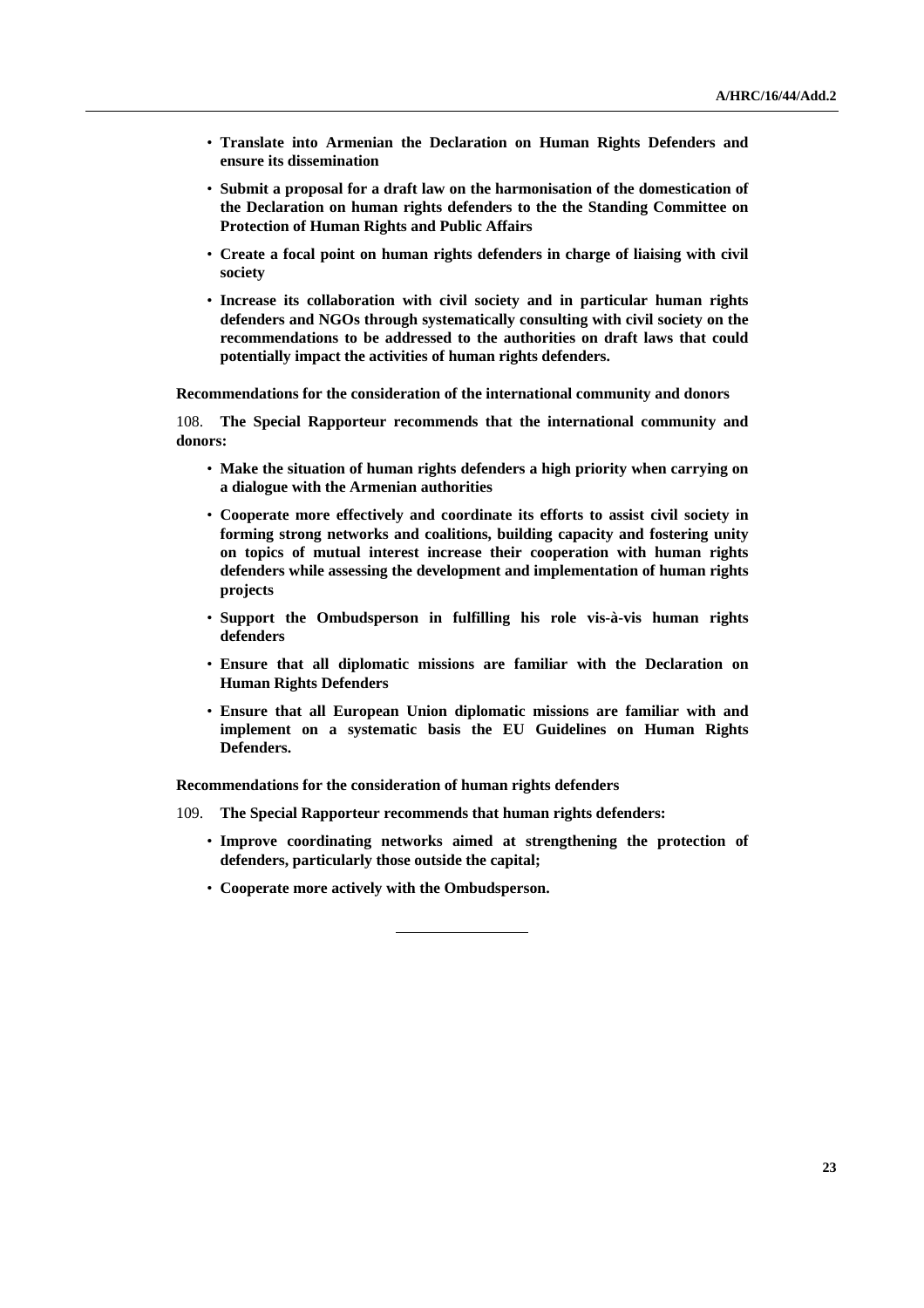- **Translate into Armenian the Declaration on Human Rights Defenders and ensure its dissemination**
- **Submit a proposal for a draft law on the harmonisation of the domestication of the Declaration on human rights defenders to the the Standing Committee on Protection of Human Rights and Public Affairs**
- **Create a focal point on human rights defenders in charge of liaising with civil society**
- **Increase its collaboration with civil society and in particular human rights defenders and NGOs through systematically consulting with civil society on the recommendations to be addressed to the authorities on draft laws that could potentially impact the activities of human rights defenders.**

**Recommendations for the consideration of the international community and donors**

108. **The Special Rapporteur recommends that the international community and donors:**

- **Make the situation of human rights defenders a high priority when carrying on a dialogue with the Armenian authorities**
- **Cooperate more effectively and coordinate its efforts to assist civil society in forming strong networks and coalitions, building capacity and fostering unity on topics of mutual interest increase their cooperation with human rights defenders while assessing the development and implementation of human rights projects**
- **Support the Ombudsperson in fulfilling his role vis-à-vis human rights defenders**
- **Ensure that all diplomatic missions are familiar with the Declaration on Human Rights Defenders**
- **Ensure that all European Union diplomatic missions are familiar with and implement on a systematic basis the EU Guidelines on Human Rights Defenders.**

**Recommendations for the consideration of human rights defenders**

109. **The Special Rapporteur recommends that human rights defenders:**

- **Improve coordinating networks aimed at strengthening the protection of defenders, particularly those outside the capital;**
- **Cooperate more actively with the Ombudsperson.**